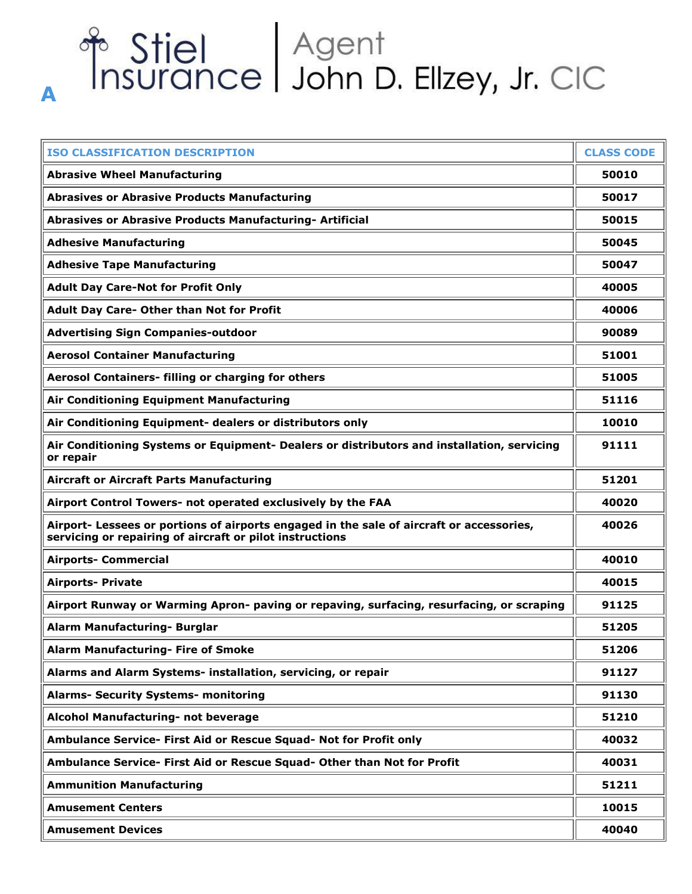# A

Stiel Insurance | Agent John D. Ellzey, Jr. CIC

| ISO CLASSIFICATION DESCRIPTION | CLASS CODE |
|---|---|
| **Abrasive Wheel Manufacturing** | **50010** |
| **Abrasives or Abrasive Products Manufacturing** | **50017** |
| **Abrasives or Abrasive Products Manufacturing- Artificial** | **50015** |
| **Adhesive Manufacturing** | **50045** |
| **Adhesive Tape Manufacturing** | **50047** |
| **Adult Day Care-Not for Profit Only** | **40005** |
| **Adult Day Care- Other than Not for Profit** | **40006** |
| **Advertising Sign Companies-outdoor** | **90089** |
| **Aerosol Container Manufacturing** | **51001** |
| **Aerosol Containers- filling or charging for others** | **51005** |
| **Air Conditioning Equipment Manufacturing** | **51116** |
| **Air Conditioning Equipment- dealers or distributors only** | **10010** |
| **Air Conditioning Systems or Equipment- Dealers or distributors and installation, servicing or repair** | **91111** |
| **Aircraft or Aircraft Parts Manufacturing** | **51201** |
| **Airport Control Towers- not operated exclusively by the FAA** | **40020** |
| **Airport- Lessees or portions of airports engaged in the sale of aircraft or accessories, servicing or repairing of aircraft or pilot instructions** | **40026** |
| **Airports- Commercial** | **40010** |
| **Airports- Private** | **40015** |
| **Airport Runway or Warming Apron- paving or repaving, surfacing, resurfacing, or scraping** | **91125** |
| **Alarm Manufacturing- Burglar** | **51205** |
| **Alarm Manufacturing- Fire of Smoke** | **51206** |
| **Alarms and Alarm Systems- installation, servicing, or repair** | **91127** |
| **Alarms- Security Systems- monitoring** | **91130** |
| **Alcohol Manufacturing- not beverage** | **51210** |
| **Ambulance Service- First Aid or Rescue Squad- Not for Profit only** | **40032** |
| **Ambulance Service- First Aid or Rescue Squad- Other than Not for Profit** | **40031** |
| **Ammunition Manufacturing** | **51211** |
| **Amusement Centers** | **10015** |
| **Amusement Devices** | **40040** |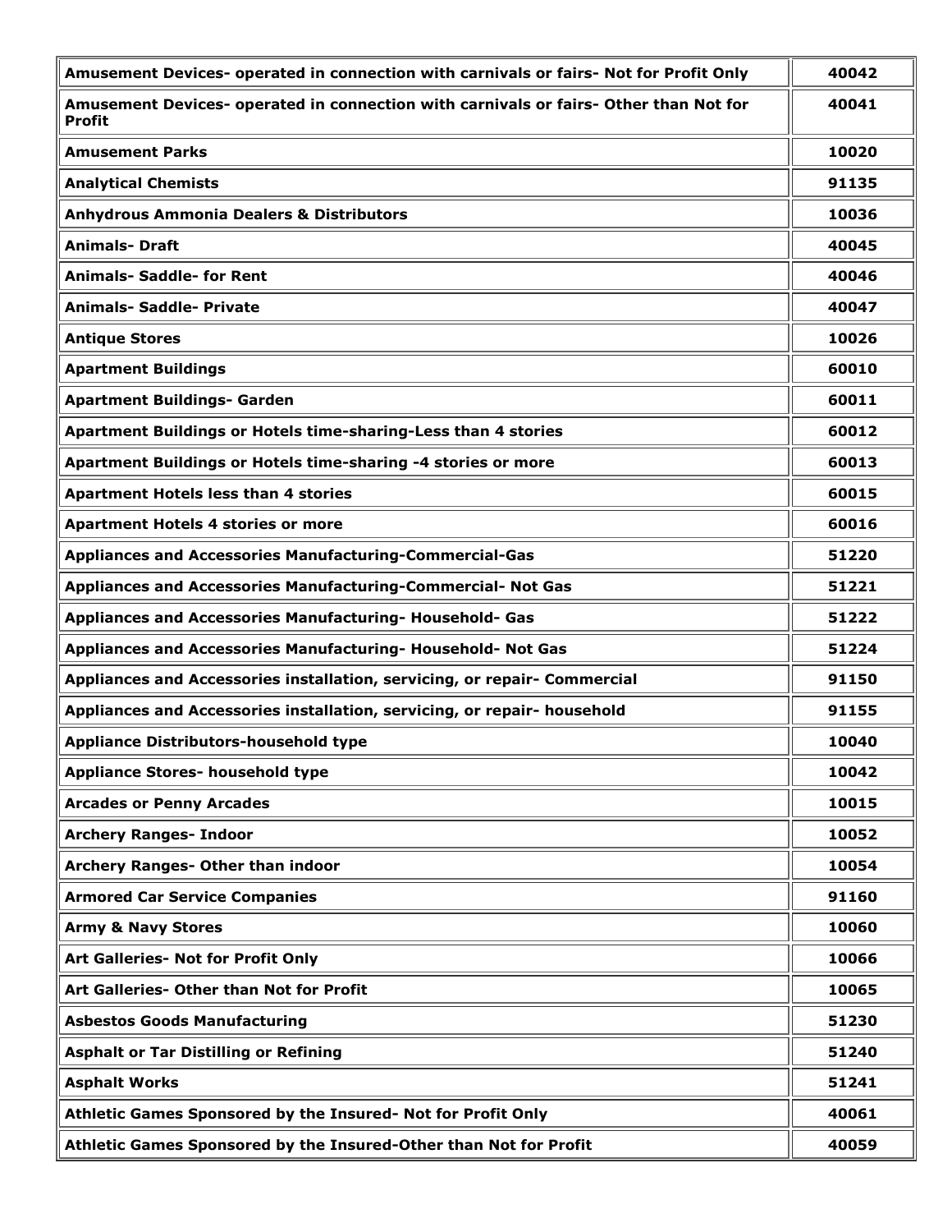| | |
|---|---|
| **Amusement Devices- operated in connection with carnivals or fairs- Not for Profit Only** | **40042** |
| **Amusement Devices- operated in connection with carnivals or fairs- Other than Not for Profit** | **40041** |
| **Amusement Parks** | **10020** |
| **Analytical Chemists** | **91135** |
| **Anhydrous Ammonia Dealers & Distributors** | **10036** |
| **Animals- Draft** | **40045** |
| **Animals- Saddle- for Rent** | **40046** |
| **Animals- Saddle- Private** | **40047** |
| **Antique Stores** | **10026** |
| **Apartment Buildings** | **60010** |
| **Apartment Buildings- Garden** | **60011** |
| **Apartment Buildings or Hotels time-sharing-Less than 4 stories** | **60012** |
| **Apartment Buildings or Hotels time-sharing -4 stories or more** | **60013** |
| **Apartment Hotels less than 4 stories** | **60015** |
| **Apartment Hotels 4 stories or more** | **60016** |
| **Appliances and Accessories Manufacturing-Commercial-Gas** | **51220** |
| **Appliances and Accessories Manufacturing-Commercial- Not Gas** | **51221** |
| **Appliances and Accessories Manufacturing- Household- Gas** | **51222** |
| **Appliances and Accessories Manufacturing- Household- Not Gas** | **51224** |
| **Appliances and Accessories installation, servicing, or repair- Commercial** | **91150** |
| **Appliances and Accessories installation, servicing, or repair- household** | **91155** |
| **Appliance Distributors-household type** | **10040** |
| **Appliance Stores- household type** | **10042** |
| **Arcades or Penny Arcades** | **10015** |
| **Archery Ranges- Indoor** | **10052** |
| **Archery Ranges- Other than indoor** | **10054** |
| **Armored Car Service Companies** | **91160** |
| **Army & Navy Stores** | **10060** |
| **Art Galleries- Not for Profit Only** | **10066** |
| **Art Galleries- Other than Not for Profit** | **10065** |
| **Asbestos Goods Manufacturing** | **51230** |
| **Asphalt or Tar Distilling or Refining** | **51240** |
| **Asphalt Works** | **51241** |
| **Athletic Games Sponsored by the Insured- Not for Profit Only** | **40061** |
| **Athletic Games Sponsored by the Insured-Other than Not for Profit** | **40059** |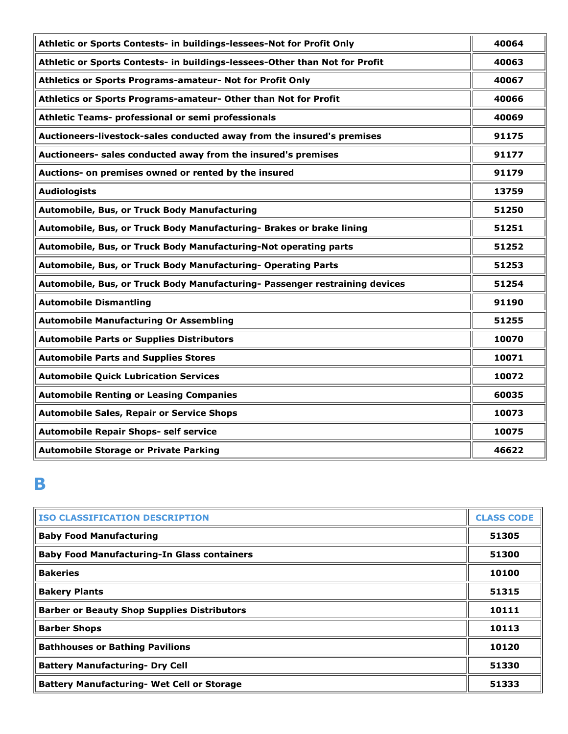| | |
|---|---|
| **Athletic or Sports Contests- in buildings-lessees-Not for Profit Only** | **40064** |
| **Athletic or Sports Contests- in buildings-lessees-Other than Not for Profit** | **40063** |
| **Athletics or Sports Programs-amateur- Not for Profit Only** | **40067** |
| **Athletics or Sports Programs-amateur- Other than Not for Profit** | **40066** |
| **Athletic Teams- professional or semi professionals** | **40069** |
| **Auctioneers-livestock-sales conducted away from the insured's premises** | **91175** |
| **Auctioneers- sales conducted away from the insured's premises** | **91177** |
| **Auctions- on premises owned or rented by the insured** | **91179** |
| **Audiologists** | **13759** |
| **Automobile, Bus, or Truck Body Manufacturing** | **51250** |
| **Automobile, Bus, or Truck Body Manufacturing- Brakes or brake lining** | **51251** |
| **Automobile, Bus, or Truck Body Manufacturing-Not operating parts** | **51252** |
| **Automobile, Bus, or Truck Body Manufacturing- Operating Parts** | **51253** |
| **Automobile, Bus, or Truck Body Manufacturing- Passenger restraining devices** | **51254** |
| **Automobile Dismantling** | **91190** |
| **Automobile Manufacturing Or Assembling** | **51255** |
| **Automobile Parts or Supplies Distributors** | **10070** |
| **Automobile Parts and Supplies Stores** | **10071** |
| **Automobile Quick Lubrication Services** | **10072** |
| **Automobile Renting or Leasing Companies** | **60035** |
| **Automobile Sales, Repair or Service Shops** | **10073** |
| **Automobile Repair Shops- self service** | **10075** |
| **Automobile Storage or Private Parking** | **46622** |

# B

| ISO CLASSIFICATION DESCRIPTION | CLASS CODE |
|---|---|
| **Baby Food Manufacturing** | **51305** |
| **Baby Food Manufacturing-In Glass containers** | **51300** |
| **Bakeries** | **10100** |
| **Bakery Plants** | **51315** |
| **Barber or Beauty Shop Supplies Distributors** | **10111** |
| **Barber Shops** | **10113** |
| **Bathhouses or Bathing Pavilions** | **10120** |
| **Battery Manufacturing- Dry Cell** | **51330** |
| **Battery Manufacturing- Wet Cell or Storage** | **51333** |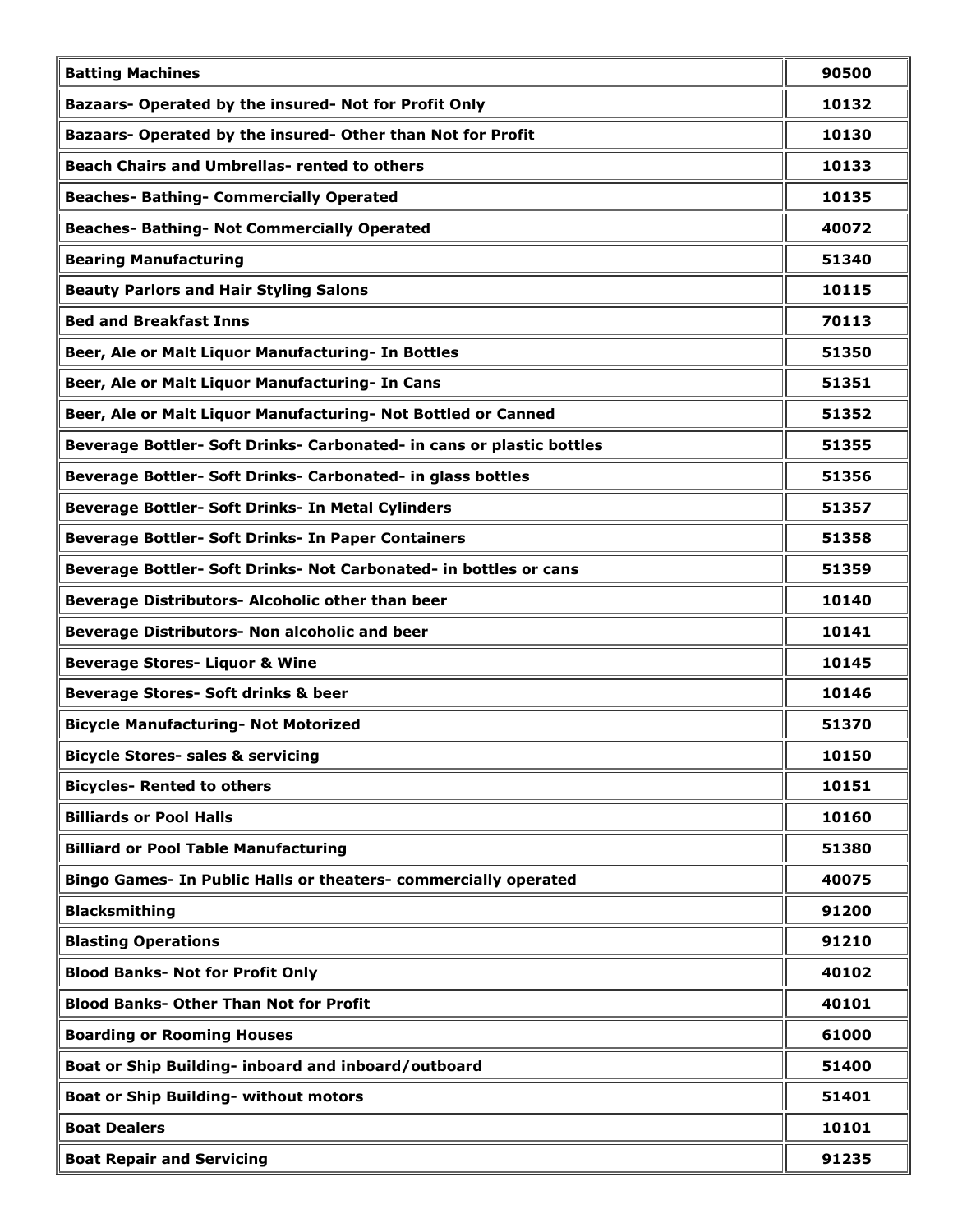| **Batting Machines** | **90500** |
|---|---|
| **Bazaars- Operated by the insured- Not for Profit Only** | **10132** |
| **Bazaars- Operated by the insured- Other than Not for Profit** | **10130** |
| **Beach Chairs and Umbrellas- rented to others** | **10133** |
| **Beaches- Bathing- Commercially Operated** | **10135** |
| **Beaches- Bathing- Not Commercially Operated** | **40072** |
| **Bearing Manufacturing** | **51340** |
| **Beauty Parlors and Hair Styling Salons** | **10115** |
| **Bed and Breakfast Inns** | **70113** |
| **Beer, Ale or Malt Liquor Manufacturing- In Bottles** | **51350** |
| **Beer, Ale or Malt Liquor Manufacturing- In Cans** | **51351** |
| **Beer, Ale or Malt Liquor Manufacturing- Not Bottled or Canned** | **51352** |
| **Beverage Bottler- Soft Drinks- Carbonated- in cans or plastic bottles** | **51355** |
| **Beverage Bottler- Soft Drinks- Carbonated- in glass bottles** | **51356** |
| **Beverage Bottler- Soft Drinks- In Metal Cylinders** | **51357** |
| **Beverage Bottler- Soft Drinks- In Paper Containers** | **51358** |
| **Beverage Bottler- Soft Drinks- Not Carbonated- in bottles or cans** | **51359** |
| **Beverage Distributors- Alcoholic other than beer** | **10140** |
| **Beverage Distributors- Non alcoholic and beer** | **10141** |
| **Beverage Stores- Liquor & Wine** | **10145** |
| **Beverage Stores- Soft drinks & beer** | **10146** |
| **Bicycle Manufacturing- Not Motorized** | **51370** |
| **Bicycle Stores- sales & servicing** | **10150** |
| **Bicycles- Rented to others** | **10151** |
| **Billiards or Pool Halls** | **10160** |
| **Billiard or Pool Table Manufacturing** | **51380** |
| **Bingo Games- In Public Halls or theaters- commercially operated** | **40075** |
| **Blacksmithing** | **91200** |
| **Blasting Operations** | **91210** |
| **Blood Banks- Not for Profit Only** | **40102** |
| **Blood Banks- Other Than Not for Profit** | **40101** |
| **Boarding or Rooming Houses** | **61000** |
| **Boat or Ship Building- inboard and inboard/outboard** | **51400** |
| **Boat or Ship Building- without motors** | **51401** |
| **Boat Dealers** | **10101** |
| **Boat Repair and Servicing** | **91235** |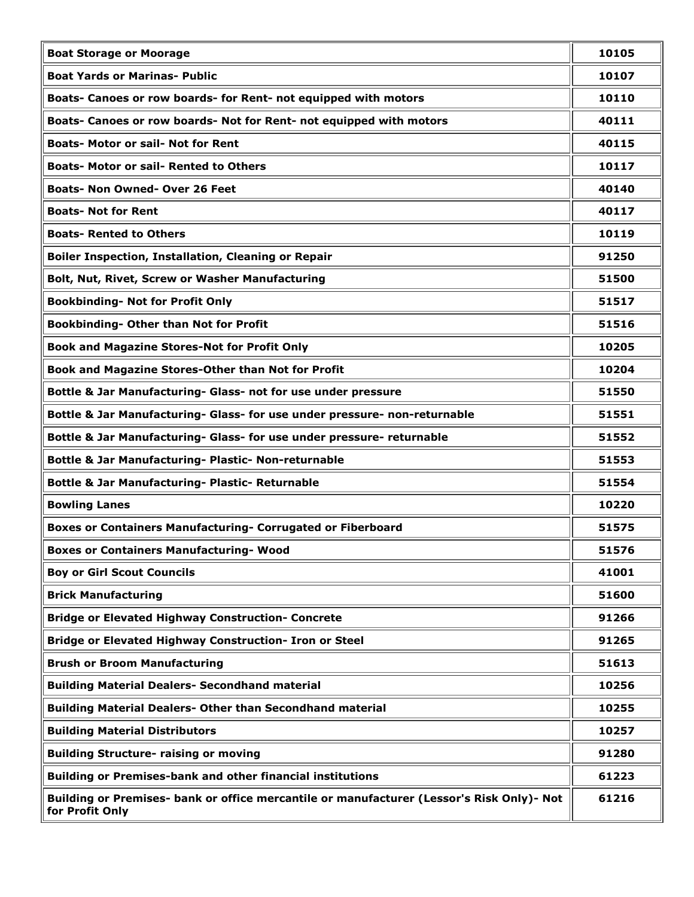| | |
|---|---|
| **Boat Storage or Moorage** | **10105** |
| **Boat Yards or Marinas- Public** | **10107** |
| **Boats- Canoes or row boards- for Rent- not equipped with motors** | **10110** |
| **Boats- Canoes or row boards- Not for Rent- not equipped with motors** | **40111** |
| **Boats- Motor or sail- Not for Rent** | **40115** |
| **Boats- Motor or sail- Rented to Others** | **10117** |
| **Boats- Non Owned- Over 26 Feet** | **40140** |
| **Boats- Not for Rent** | **40117** |
| **Boats- Rented to Others** | **10119** |
| **Boiler Inspection, Installation, Cleaning or Repair** | **91250** |
| **Bolt, Nut, Rivet, Screw or Washer Manufacturing** | **51500** |
| **Bookbinding- Not for Profit Only** | **51517** |
| **Bookbinding- Other than Not for Profit** | **51516** |
| **Book and Magazine Stores-Not for Profit Only** | **10205** |
| **Book and Magazine Stores-Other than Not for Profit** | **10204** |
| **Bottle & Jar Manufacturing- Glass- not for use under pressure** | **51550** |
| **Bottle & Jar Manufacturing- Glass- for use under pressure- non-returnable** | **51551** |
| **Bottle & Jar Manufacturing- Glass- for use under pressure- returnable** | **51552** |
| **Bottle & Jar Manufacturing- Plastic- Non-returnable** | **51553** |
| **Bottle & Jar Manufacturing- Plastic- Returnable** | **51554** |
| **Bowling Lanes** | **10220** |
| **Boxes or Containers Manufacturing- Corrugated or Fiberboard** | **51575** |
| **Boxes or Containers Manufacturing- Wood** | **51576** |
| **Boy or Girl Scout Councils** | **41001** |
| **Brick Manufacturing** | **51600** |
| **Bridge or Elevated Highway Construction- Concrete** | **91266** |
| **Bridge or Elevated Highway Construction- Iron or Steel** | **91265** |
| **Brush or Broom Manufacturing** | **51613** |
| **Building Material Dealers- Secondhand material** | **10256** |
| **Building Material Dealers- Other than Secondhand material** | **10255** |
| **Building Material Distributors** | **10257** |
| **Building Structure- raising or moving** | **91280** |
| **Building or Premises-bank and other financial institutions** | **61223** |
| **Building or Premises- bank or office mercantile or manufacturer (Lessor's Risk Only)- Not for Profit Only** | **61216** |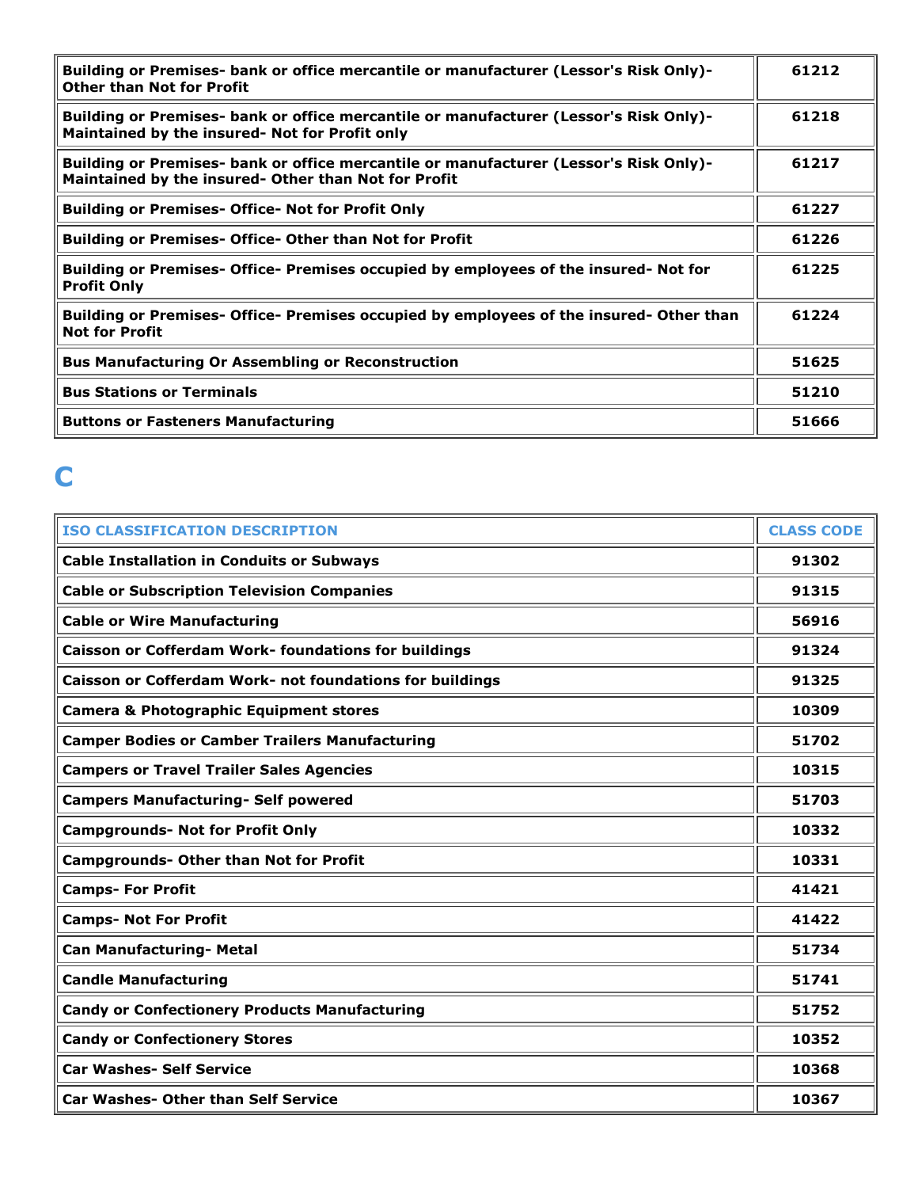| | |
|---|---|
| **Building or Premises- bank or office mercantile or manufacturer (Lessor's Risk Only)- Other than Not for Profit** | **61212** |
| **Building or Premises- bank or office mercantile or manufacturer (Lessor's Risk Only)- Maintained by the insured- Not for Profit only** | **61218** |
| **Building or Premises- bank or office mercantile or manufacturer (Lessor's Risk Only)- Maintained by the insured- Other than Not for Profit** | **61217** |
| **Building or Premises- Office- Not for Profit Only** | **61227** |
| **Building or Premises- Office- Other than Not for Profit** | **61226** |
| **Building or Premises- Office- Premises occupied by employees of the insured- Not for Profit Only** | **61225** |
| **Building or Premises- Office- Premises occupied by employees of the insured- Other than Not for Profit** | **61224** |
| **Bus Manufacturing Or Assembling or Reconstruction** | **51625** |
| **Bus Stations or Terminals** | **51210** |
| **Buttons or Fasteners Manufacturing** | **51666** |

# C

| ISO CLASSIFICATION DESCRIPTION | CLASS CODE |
|---|---|
| **Cable Installation in Conduits or Subways** | **91302** |
| **Cable or Subscription Television Companies** | **91315** |
| **Cable or Wire Manufacturing** | **56916** |
| **Caisson or Cofferdam Work- foundations for buildings** | **91324** |
| **Caisson or Cofferdam Work- not foundations for buildings** | **91325** |
| **Camera & Photographic Equipment stores** | **10309** |
| **Camper Bodies or Camber Trailers Manufacturing** | **51702** |
| **Campers or Travel Trailer Sales Agencies** | **10315** |
| **Campers Manufacturing- Self powered** | **51703** |
| **Campgrounds- Not for Profit Only** | **10332** |
| **Campgrounds- Other than Not for Profit** | **10331** |
| **Camps- For Profit** | **41421** |
| **Camps- Not For Profit** | **41422** |
| **Can Manufacturing- Metal** | **51734** |
| **Candle Manufacturing** | **51741** |
| **Candy or Confectionery Products Manufacturing** | **51752** |
| **Candy or Confectionery Stores** | **10352** |
| **Car Washes- Self Service** | **10368** |
| **Car Washes- Other than Self Service** | **10367** |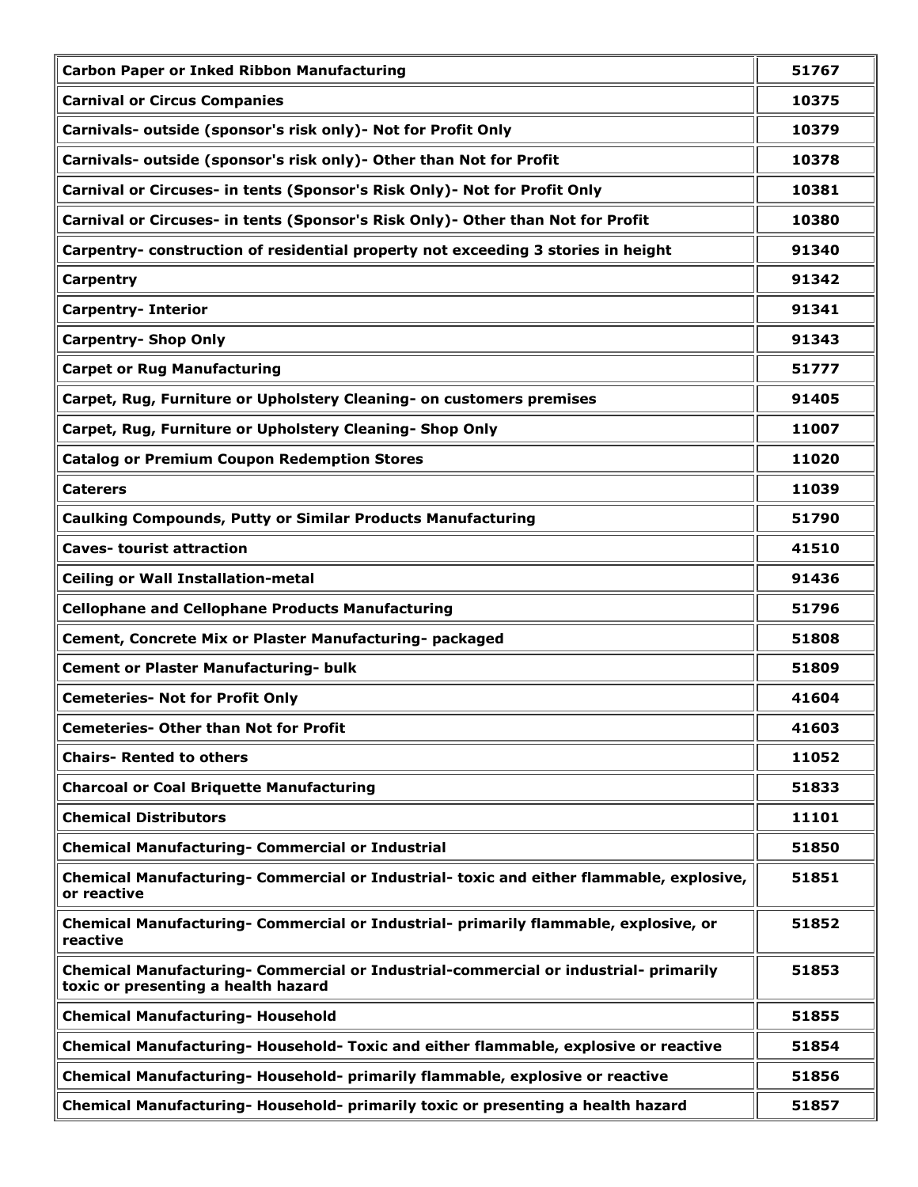| | |
|---|---|
| **Carbon Paper or Inked Ribbon Manufacturing** | **51767** |
| **Carnival or Circus Companies** | **10375** |
| **Carnivals- outside (sponsor's risk only)- Not for Profit Only** | **10379** |
| **Carnivals- outside (sponsor's risk only)- Other than Not for Profit** | **10378** |
| **Carnival or Circuses- in tents (Sponsor's Risk Only)- Not for Profit Only** | **10381** |
| **Carnival or Circuses- in tents (Sponsor's Risk Only)- Other than Not for Profit** | **10380** |
| **Carpentry- construction of residential property not exceeding 3 stories in height** | **91340** |
| **Carpentry** | **91342** |
| **Carpentry- Interior** | **91341** |
| **Carpentry- Shop Only** | **91343** |
| **Carpet or Rug Manufacturing** | **51777** |
| **Carpet, Rug, Furniture or Upholstery Cleaning- on customers premises** | **91405** |
| **Carpet, Rug, Furniture or Upholstery Cleaning- Shop Only** | **11007** |
| **Catalog or Premium Coupon Redemption Stores** | **11020** |
| **Caterers** | **11039** |
| **Caulking Compounds, Putty or Similar Products Manufacturing** | **51790** |
| **Caves- tourist attraction** | **41510** |
| **Ceiling or Wall Installation-metal** | **91436** |
| **Cellophane and Cellophane Products Manufacturing** | **51796** |
| **Cement, Concrete Mix or Plaster Manufacturing- packaged** | **51808** |
| **Cement or Plaster Manufacturing- bulk** | **51809** |
| **Cemeteries- Not for Profit Only** | **41604** |
| **Cemeteries- Other than Not for Profit** | **41603** |
| **Chairs- Rented to others** | **11052** |
| **Charcoal or Coal Briquette Manufacturing** | **51833** |
| **Chemical Distributors** | **11101** |
| **Chemical Manufacturing- Commercial or Industrial** | **51850** |
| **Chemical Manufacturing- Commercial or Industrial- toxic and either flammable, explosive, or reactive** | **51851** |
| **Chemical Manufacturing- Commercial or Industrial- primarily flammable, explosive, or reactive** | **51852** |
| **Chemical Manufacturing- Commercial or Industrial-commercial or industrial- primarily toxic or presenting a health hazard** | **51853** |
| **Chemical Manufacturing- Household** | **51855** |
| **Chemical Manufacturing- Household- Toxic and either flammable, explosive or reactive** | **51854** |
| **Chemical Manufacturing- Household- primarily flammable, explosive or reactive** | **51856** |
| **Chemical Manufacturing- Household- primarily toxic or presenting a health hazard** | **51857** |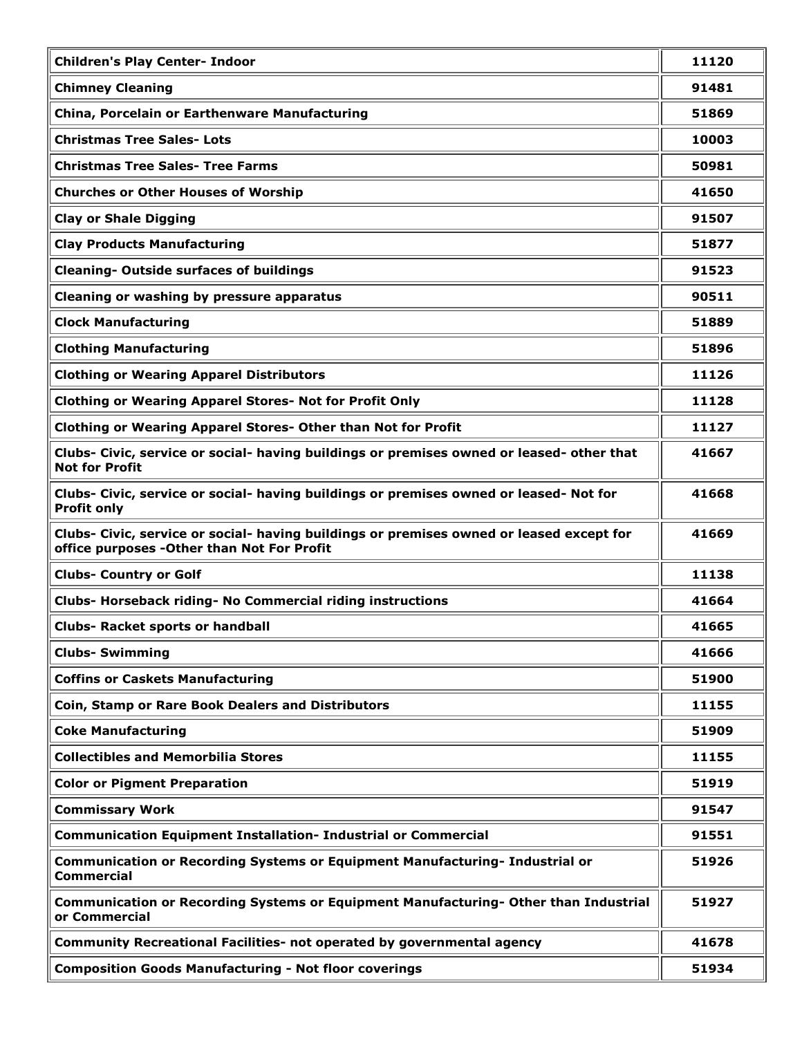| | |
|---|---|
| **Children's Play Center- Indoor** | **11120** |
| **Chimney Cleaning** | **91481** |
| **China, Porcelain or Earthenware Manufacturing** | **51869** |
| **Christmas Tree Sales- Lots** | **10003** |
| **Christmas Tree Sales- Tree Farms** | **50981** |
| **Churches or Other Houses of Worship** | **41650** |
| **Clay or Shale Digging** | **91507** |
| **Clay Products Manufacturing** | **51877** |
| **Cleaning- Outside surfaces of buildings** | **91523** |
| **Cleaning or washing by pressure apparatus** | **90511** |
| **Clock Manufacturing** | **51889** |
| **Clothing Manufacturing** | **51896** |
| **Clothing or Wearing Apparel Distributors** | **11126** |
| **Clothing or Wearing Apparel Stores- Not for Profit Only** | **11128** |
| **Clothing or Wearing Apparel Stores- Other than Not for Profit** | **11127** |
| **Clubs- Civic, service or social- having buildings or premises owned or leased- other that Not for Profit** | **41667** |
| **Clubs- Civic, service or social- having buildings or premises owned or leased- Not for Profit only** | **41668** |
| **Clubs- Civic, service or social- having buildings or premises owned or leased except for office purposes -Other than Not For Profit** | **41669** |
| **Clubs- Country or Golf** | **11138** |
| **Clubs- Horseback riding- No Commercial riding instructions** | **41664** |
| **Clubs- Racket sports or handball** | **41665** |
| **Clubs- Swimming** | **41666** |
| **Coffins or Caskets Manufacturing** | **51900** |
| **Coin, Stamp or Rare Book Dealers and Distributors** | **11155** |
| **Coke Manufacturing** | **51909** |
| **Collectibles and Memorbilia Stores** | **11155** |
| **Color or Pigment Preparation** | **51919** |
| **Commissary Work** | **91547** |
| **Communication Equipment Installation- Industrial or Commercial** | **91551** |
| **Communication or Recording Systems or Equipment Manufacturing- Industrial or Commercial** | **51926** |
| **Communication or Recording Systems or Equipment Manufacturing- Other than Industrial or Commercial** | **51927** |
| **Community Recreational Facilities- not operated by governmental agency** | **41678** |
| **Composition Goods Manufacturing - Not floor coverings** | **51934** |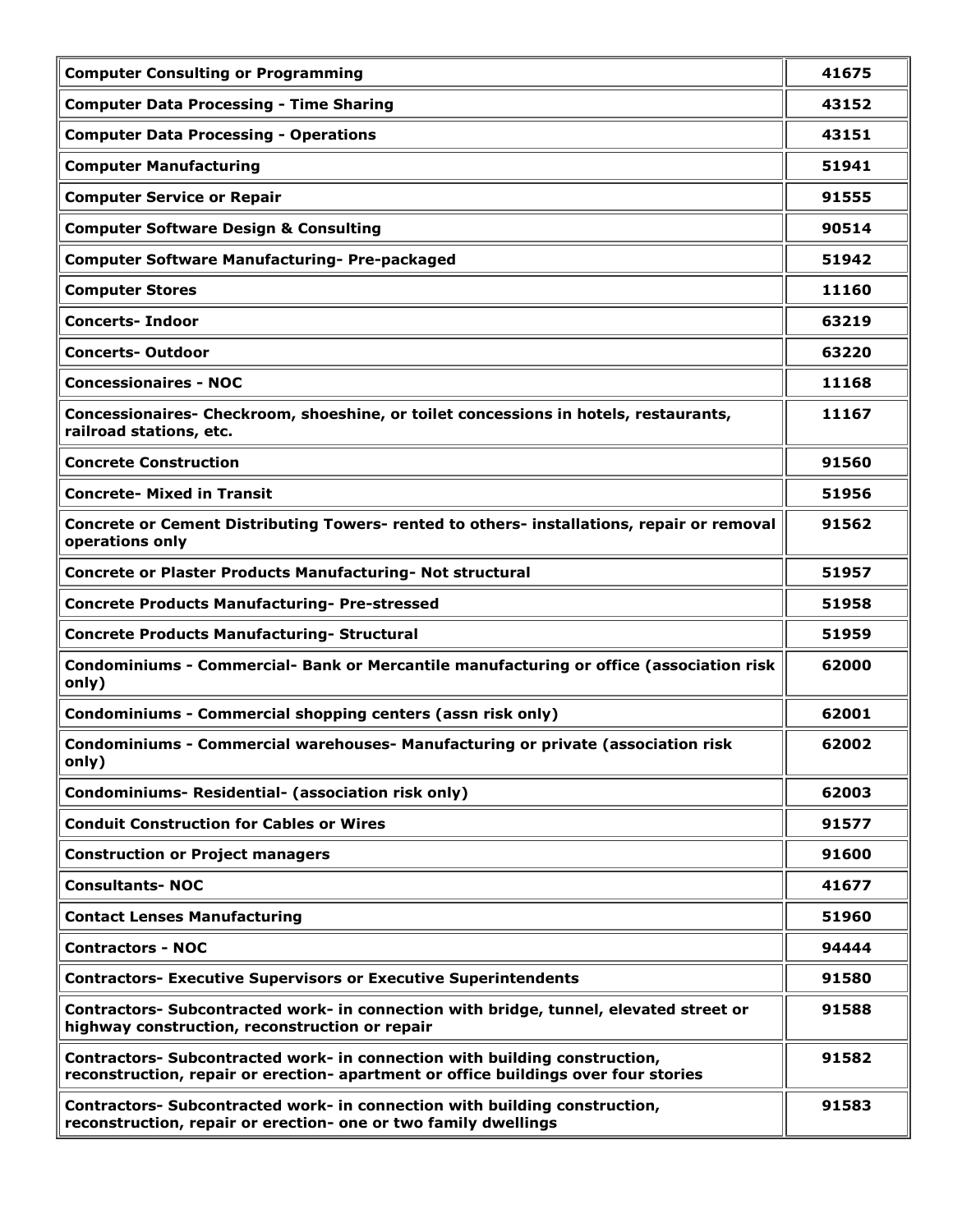| **Computer Consulting or Programming** | **41675** |
|---|---|
| **Computer Data Processing - Time Sharing** | **43152** |
| **Computer Data Processing - Operations** | **43151** |
| **Computer Manufacturing** | **51941** |
| **Computer Service or Repair** | **91555** |
| **Computer Software Design & Consulting** | **90514** |
| **Computer Software Manufacturing- Pre-packaged** | **51942** |
| **Computer Stores** | **11160** |
| **Concerts- Indoor** | **63219** |
| **Concerts- Outdoor** | **63220** |
| **Concessionaires - NOC** | **11168** |
| **Concessionaires- Checkroom, shoeshine, or toilet concessions in hotels, restaurants, railroad stations, etc.** | **11167** |
| **Concrete Construction** | **91560** |
| **Concrete- Mixed in Transit** | **51956** |
| **Concrete or Cement Distributing Towers- rented to others- installations, repair or removal operations only** | **91562** |
| **Concrete or Plaster Products Manufacturing- Not structural** | **51957** |
| **Concrete Products Manufacturing- Pre-stressed** | **51958** |
| **Concrete Products Manufacturing- Structural** | **51959** |
| **Condominiums - Commercial- Bank or Mercantile manufacturing or office (association risk only)** | **62000** |
| **Condominiums - Commercial shopping centers (assn risk only)** | **62001** |
| **Condominiums - Commercial warehouses- Manufacturing or private (association risk only)** | **62002** |
| **Condominiums- Residential- (association risk only)** | **62003** |
| **Conduit Construction for Cables or Wires** | **91577** |
| **Construction or Project managers** | **91600** |
| **Consultants- NOC** | **41677** |
| **Contact Lenses Manufacturing** | **51960** |
| **Contractors - NOC** | **94444** |
| **Contractors- Executive Supervisors or Executive Superintendents** | **91580** |
| **Contractors- Subcontracted work- in connection with bridge, tunnel, elevated street or highway construction, reconstruction or repair** | **91588** |
| **Contractors- Subcontracted work- in connection with building construction, reconstruction, repair or erection- apartment or office buildings over four stories** | **91582** |
| **Contractors- Subcontracted work- in connection with building construction, reconstruction, repair or erection- one or two family dwellings** | **91583** |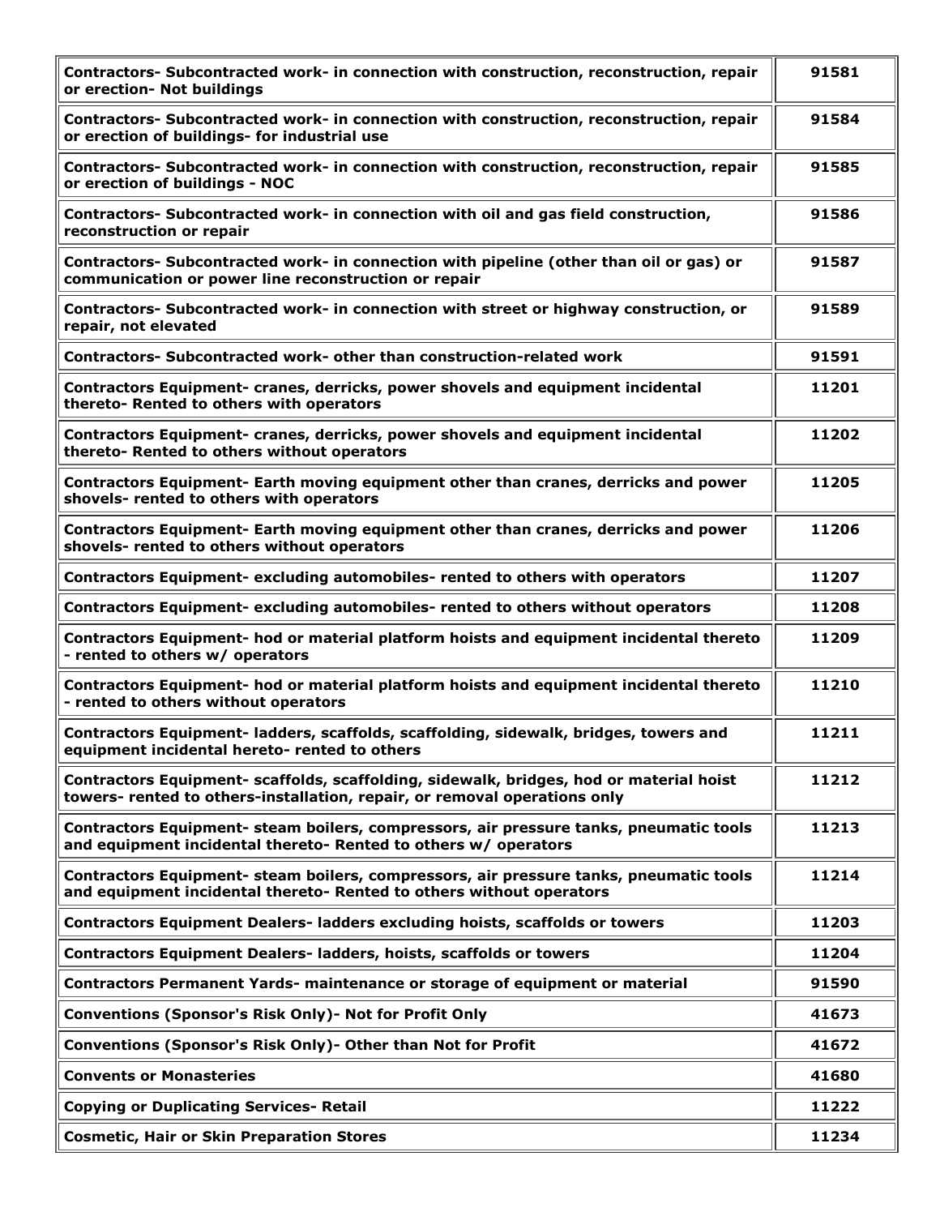| | |
|---|---|
| **Contractors- Subcontracted work- in connection with construction, reconstruction, repair or erection- Not buildings** | **91581** |
| **Contractors- Subcontracted work- in connection with construction, reconstruction, repair or erection of buildings- for industrial use** | **91584** |
| **Contractors- Subcontracted work- in connection with construction, reconstruction, repair or erection of buildings - NOC** | **91585** |
| **Contractors- Subcontracted work- in connection with oil and gas field construction, reconstruction or repair** | **91586** |
| **Contractors- Subcontracted work- in connection with pipeline (other than oil or gas) or communication or power line reconstruction or repair** | **91587** |
| **Contractors- Subcontracted work- in connection with street or highway construction, or repair, not elevated** | **91589** |
| **Contractors- Subcontracted work- other than construction-related work** | **91591** |
| **Contractors Equipment- cranes, derricks, power shovels and equipment incidental thereto- Rented to others with operators** | **11201** |
| **Contractors Equipment- cranes, derricks, power shovels and equipment incidental thereto- Rented to others without operators** | **11202** |
| **Contractors Equipment- Earth moving equipment other than cranes, derricks and power shovels- rented to others with operators** | **11205** |
| **Contractors Equipment- Earth moving equipment other than cranes, derricks and power shovels- rented to others without operators** | **11206** |
| **Contractors Equipment- excluding automobiles- rented to others with operators** | **11207** |
| **Contractors Equipment- excluding automobiles- rented to others without operators** | **11208** |
| **Contractors Equipment- hod or material platform hoists and equipment incidental thereto - rented to others w/ operators** | **11209** |
| **Contractors Equipment- hod or material platform hoists and equipment incidental thereto - rented to others without operators** | **11210** |
| **Contractors Equipment- ladders, scaffolds, scaffolding, sidewalk, bridges, towers and equipment incidental hereto- rented to others** | **11211** |
| **Contractors Equipment- scaffolds, scaffolding, sidewalk, bridges, hod or material hoist towers- rented to others-installation, repair, or removal operations only** | **11212** |
| **Contractors Equipment- steam boilers, compressors, air pressure tanks, pneumatic tools and equipment incidental thereto- Rented to others w/ operators** | **11213** |
| **Contractors Equipment- steam boilers, compressors, air pressure tanks, pneumatic tools and equipment incidental thereto- Rented to others without operators** | **11214** |
| **Contractors Equipment Dealers- ladders excluding hoists, scaffolds or towers** | **11203** |
| **Contractors Equipment Dealers- ladders, hoists, scaffolds or towers** | **11204** |
| **Contractors Permanent Yards- maintenance or storage of equipment or material** | **91590** |
| **Conventions (Sponsor's Risk Only)- Not for Profit Only** | **41673** |
| **Conventions (Sponsor's Risk Only)- Other than Not for Profit** | **41672** |
| **Convents or Monasteries** | **41680** |
| **Copying or Duplicating Services- Retail** | **11222** |
| **Cosmetic, Hair or Skin Preparation Stores** | **11234** |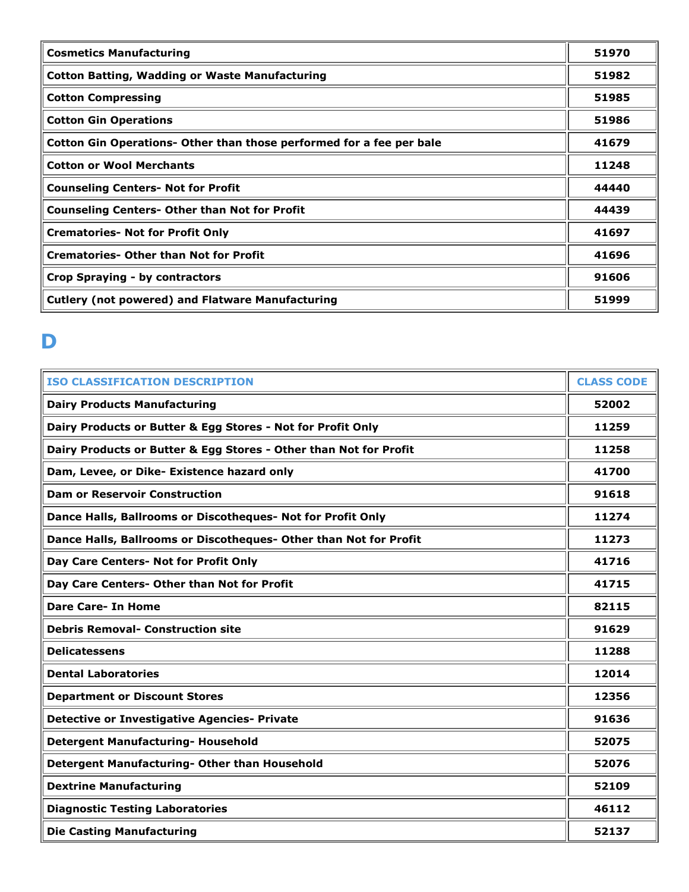| | |
|---|---|
| **Cosmetics Manufacturing** | **51970** |
| **Cotton Batting, Wadding or Waste Manufacturing** | **51982** |
| **Cotton Compressing** | **51985** |
| **Cotton Gin Operations** | **51986** |
| **Cotton Gin Operations- Other than those performed for a fee per bale** | **41679** |
| **Cotton or Wool Merchants** | **11248** |
| **Counseling Centers- Not for Profit** | **44440** |
| **Counseling Centers- Other than Not for Profit** | **44439** |
| **Crematories- Not for Profit Only** | **41697** |
| **Crematories- Other than Not for Profit** | **41696** |
| **Crop Spraying - by contractors** | **91606** |
| **Cutlery (not powered) and Flatware Manufacturing** | **51999** |

# D

| ISO CLASSIFICATION DESCRIPTION | CLASS CODE |
|---|---|
| **Dairy Products Manufacturing** | **52002** |
| **Dairy Products or Butter & Egg Stores - Not for Profit Only** | **11259** |
| **Dairy Products or Butter & Egg Stores - Other than Not for Profit** | **11258** |
| **Dam, Levee, or Dike- Existence hazard only** | **41700** |
| **Dam or Reservoir Construction** | **91618** |
| **Dance Halls, Ballrooms or Discotheques- Not for Profit Only** | **11274** |
| **Dance Halls, Ballrooms or Discotheques- Other than Not for Profit** | **11273** |
| **Day Care Centers- Not for Profit Only** | **41716** |
| **Day Care Centers- Other than Not for Profit** | **41715** |
| **Dare Care- In Home** | **82115** |
| **Debris Removal- Construction site** | **91629** |
| **Delicatessens** | **11288** |
| **Dental Laboratories** | **12014** |
| **Department or Discount Stores** | **12356** |
| **Detective or Investigative Agencies- Private** | **91636** |
| **Detergent Manufacturing- Household** | **52075** |
| **Detergent Manufacturing- Other than Household** | **52076** |
| **Dextrine Manufacturing** | **52109** |
| **Diagnostic Testing Laboratories** | **46112** |
| **Die Casting Manufacturing** | **52137** |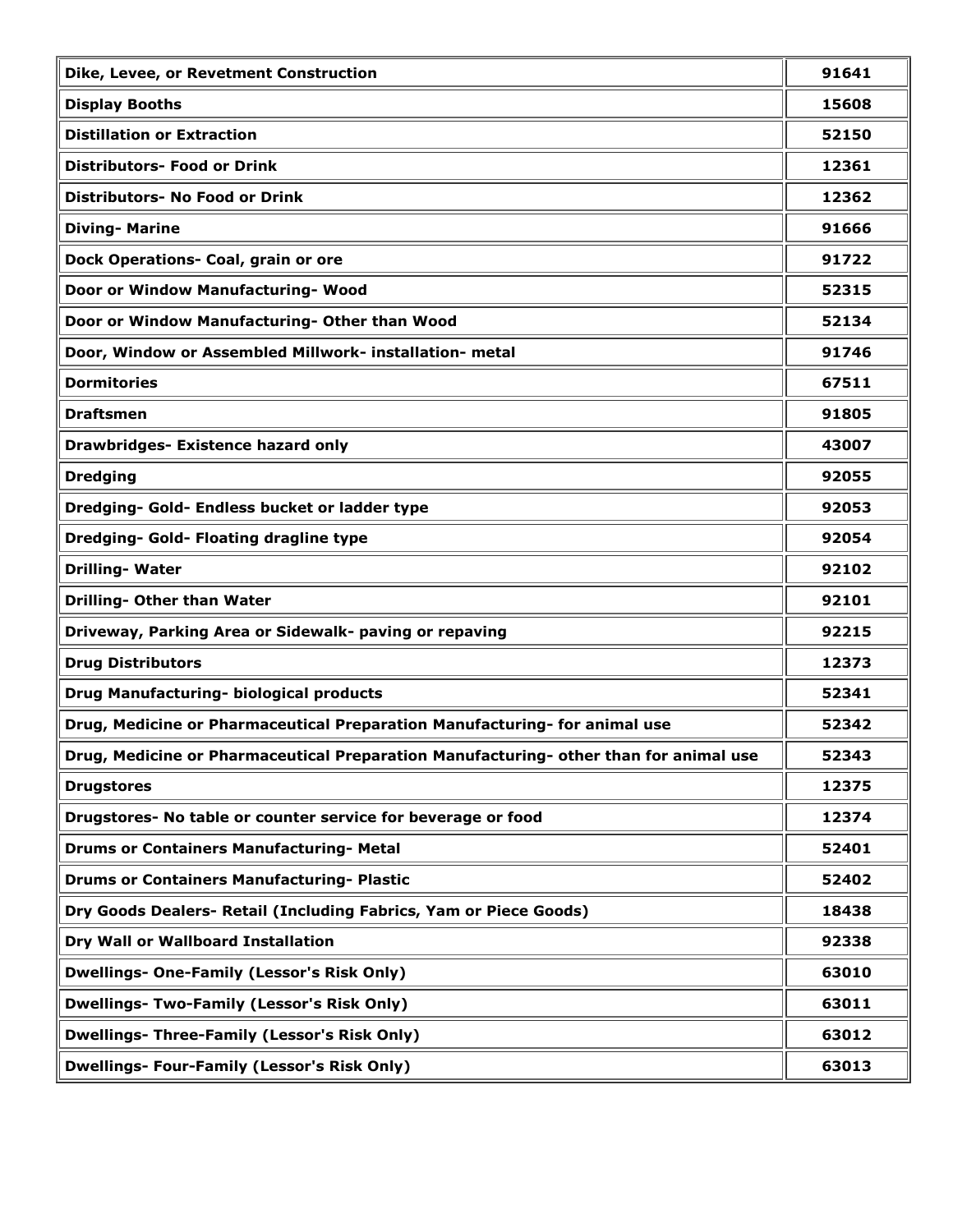| Dike, Levee, or Revetment Construction | 91641 |
|---|---|
| Display Booths | 15608 |
| Distillation or Extraction | 52150 |
| Distributors- Food or Drink | 12361 |
| Distributors- No Food or Drink | 12362 |
| Diving- Marine | 91666 |
| Dock Operations- Coal, grain or ore | 91722 |
| Door or Window Manufacturing- Wood | 52315 |
| Door or Window Manufacturing- Other than Wood | 52134 |
| Door, Window or Assembled Millwork- installation- metal | 91746 |
| Dormitories | 67511 |
| Draftsmen | 91805 |
| Drawbridges- Existence hazard only | 43007 |
| Dredging | 92055 |
| Dredging- Gold- Endless bucket or ladder type | 92053 |
| Dredging- Gold- Floating dragline type | 92054 |
| Drilling- Water | 92102 |
| Drilling- Other than Water | 92101 |
| Driveway, Parking Area or Sidewalk- paving or repaving | 92215 |
| Drug Distributors | 12373 |
| Drug Manufacturing- biological products | 52341 |
| Drug, Medicine or Pharmaceutical Preparation Manufacturing- for animal use | 52342 |
| Drug, Medicine or Pharmaceutical Preparation Manufacturing- other than for animal use | 52343 |
| Drugstores | 12375 |
| Drugstores- No table or counter service for beverage or food | 12374 |
| Drums or Containers Manufacturing- Metal | 52401 |
| Drums or Containers Manufacturing- Plastic | 52402 |
| Dry Goods Dealers- Retail (Including Fabrics, Yam or Piece Goods) | 18438 |
| Dry Wall or Wallboard Installation | 92338 |
| Dwellings- One-Family (Lessor's Risk Only) | 63010 |
| Dwellings- Two-Family (Lessor's Risk Only) | 63011 |
| Dwellings- Three-Family (Lessor's Risk Only) | 63012 |
| Dwellings- Four-Family (Lessor's Risk Only) | 63013 |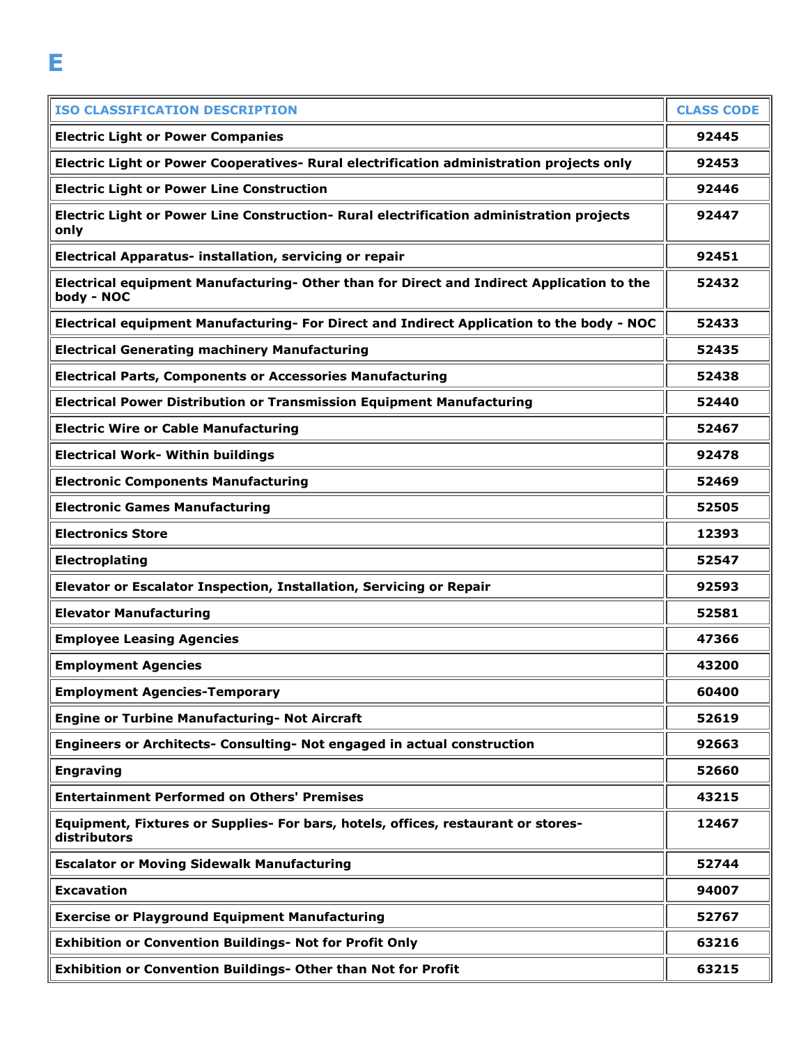# E

| ISO CLASSIFICATION DESCRIPTION | CLASS CODE |
| --- | --- |
| Electric Light or Power Companies | 92445 |
| Electric Light or Power Cooperatives- Rural electrification administration projects only | 92453 |
| Electric Light or Power Line Construction | 92446 |
| Electric Light or Power Line Construction- Rural electrification administration projects only | 92447 |
| Electrical Apparatus- installation, servicing or repair | 92451 |
| Electrical equipment Manufacturing- Other than for Direct and Indirect Application to the body - NOC | 52432 |
| Electrical equipment Manufacturing- For Direct and Indirect Application to the body - NOC | 52433 |
| Electrical Generating machinery Manufacturing | 52435 |
| Electrical Parts, Components or Accessories Manufacturing | 52438 |
| Electrical Power Distribution or Transmission Equipment Manufacturing | 52440 |
| Electric Wire or Cable Manufacturing | 52467 |
| Electrical Work- Within buildings | 92478 |
| Electronic Components Manufacturing | 52469 |
| Electronic Games Manufacturing | 52505 |
| Electronics Store | 12393 |
| Electroplating | 52547 |
| Elevator or Escalator Inspection, Installation, Servicing or Repair | 92593 |
| Elevator Manufacturing | 52581 |
| Employee Leasing Agencies | 47366 |
| Employment Agencies | 43200 |
| Employment Agencies-Temporary | 60400 |
| Engine or Turbine Manufacturing- Not Aircraft | 52619 |
| Engineers or Architects- Consulting- Not engaged in actual construction | 92663 |
| Engraving | 52660 |
| Entertainment Performed on Others' Premises | 43215 |
| Equipment, Fixtures or Supplies- For bars, hotels, offices, restaurant or stores- distributors | 12467 |
| Escalator or Moving Sidewalk Manufacturing | 52744 |
| Excavation | 94007 |
| Exercise or Playground Equipment Manufacturing | 52767 |
| Exhibition or Convention Buildings- Not for Profit Only | 63216 |
| Exhibition or Convention Buildings- Other than Not for Profit | 63215 |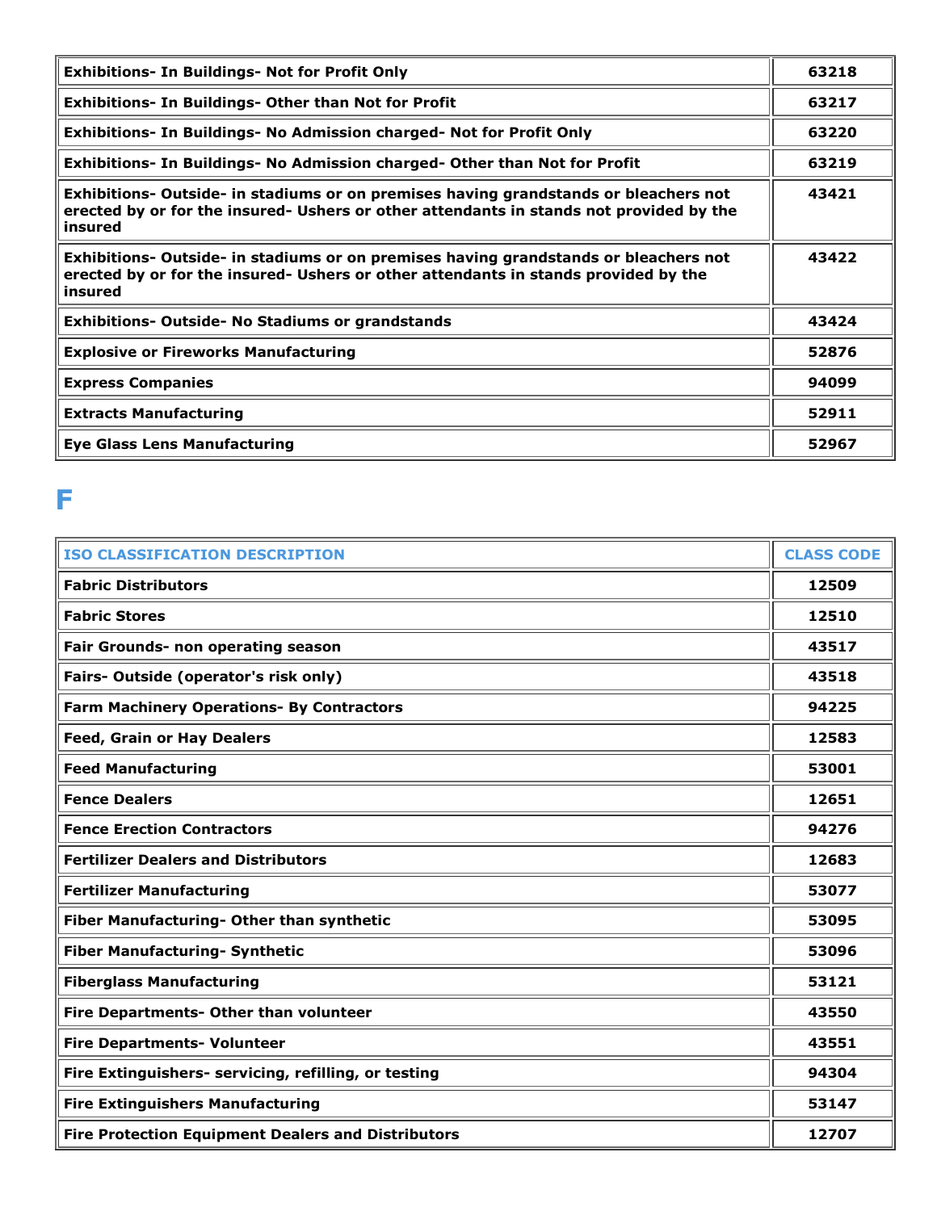| | |
|---|---|
| **Exhibitions- In Buildings- Not for Profit Only** | **63218** |
| **Exhibitions- In Buildings- Other than Not for Profit** | **63217** |
| **Exhibitions- In Buildings- No Admission charged- Not for Profit Only** | **63220** |
| **Exhibitions- In Buildings- No Admission charged- Other than Not for Profit** | **63219** |
| **Exhibitions- Outside- in stadiums or on premises having grandstands or bleachers not erected by or for the insured- Ushers or other attendants in stands not provided by the insured** | **43421** |
| **Exhibitions- Outside- in stadiums or on premises having grandstands or bleachers not erected by or for the insured- Ushers or other attendants in stands provided by the insured** | **43422** |
| **Exhibitions- Outside- No Stadiums or grandstands** | **43424** |
| **Explosive or Fireworks Manufacturing** | **52876** |
| **Express Companies** | **94099** |
| **Extracts Manufacturing** | **52911** |
| **Eye Glass Lens Manufacturing** | **52967** |

# F

| ISO CLASSIFICATION DESCRIPTION | CLASS CODE |
|---|---|
| **Fabric Distributors** | **12509** |
| **Fabric Stores** | **12510** |
| **Fair Grounds- non operating season** | **43517** |
| **Fairs- Outside (operator's risk only)** | **43518** |
| **Farm Machinery Operations- By Contractors** | **94225** |
| **Feed, Grain or Hay Dealers** | **12583** |
| **Feed Manufacturing** | **53001** |
| **Fence Dealers** | **12651** |
| **Fence Erection Contractors** | **94276** |
| **Fertilizer Dealers and Distributors** | **12683** |
| **Fertilizer Manufacturing** | **53077** |
| **Fiber Manufacturing- Other than synthetic** | **53095** |
| **Fiber Manufacturing- Synthetic** | **53096** |
| **Fiberglass Manufacturing** | **53121** |
| **Fire Departments- Other than volunteer** | **43550** |
| **Fire Departments- Volunteer** | **43551** |
| **Fire Extinguishers- servicing, refilling, or testing** | **94304** |
| **Fire Extinguishers Manufacturing** | **53147** |
| **Fire Protection Equipment Dealers and Distributors** | **12707** |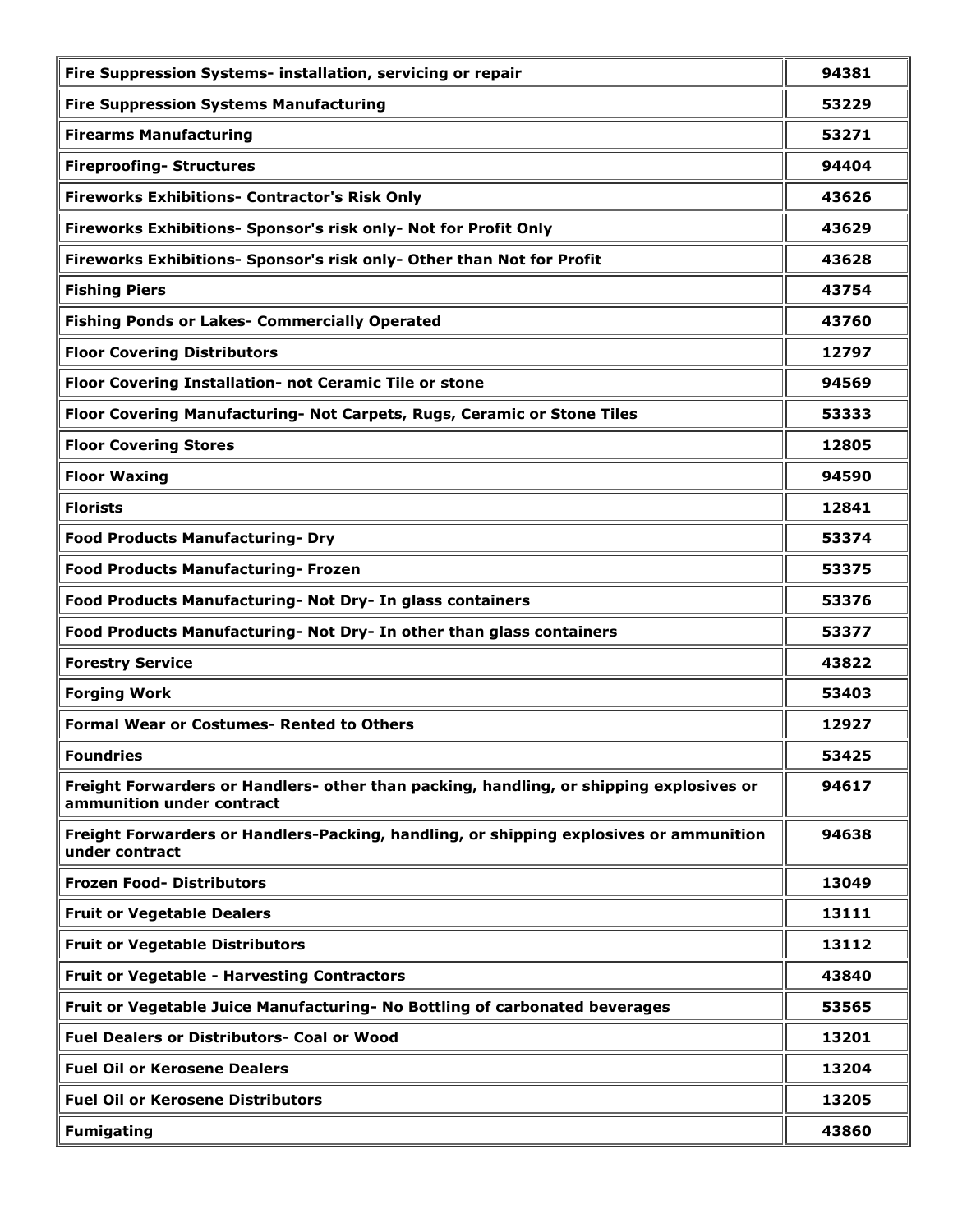| Fire Suppression Systems- installation, servicing or repair | 94381 |
|---|---|
| Fire Suppression Systems Manufacturing | 53229 |
| Firearms Manufacturing | 53271 |
| Fireproofing- Structures | 94404 |
| Fireworks Exhibitions- Contractor's Risk Only | 43626 |
| Fireworks Exhibitions- Sponsor's risk only- Not for Profit Only | 43629 |
| Fireworks Exhibitions- Sponsor's risk only- Other than Not for Profit | 43628 |
| Fishing Piers | 43754 |
| Fishing Ponds or Lakes- Commercially Operated | 43760 |
| Floor Covering Distributors | 12797 |
| Floor Covering Installation- not Ceramic Tile or stone | 94569 |
| Floor Covering Manufacturing- Not Carpets, Rugs, Ceramic or Stone Tiles | 53333 |
| Floor Covering Stores | 12805 |
| Floor Waxing | 94590 |
| Florists | 12841 |
| Food Products Manufacturing- Dry | 53374 |
| Food Products Manufacturing- Frozen | 53375 |
| Food Products Manufacturing- Not Dry- In glass containers | 53376 |
| Food Products Manufacturing- Not Dry- In other than glass containers | 53377 |
| Forestry Service | 43822 |
| Forging Work | 53403 |
| Formal Wear or Costumes- Rented to Others | 12927 |
| Foundries | 53425 |
| Freight Forwarders or Handlers- other than packing, handling, or shipping explosives or ammunition under contract | 94617 |
| Freight Forwarders or Handlers-Packing, handling, or shipping explosives or ammunition under contract | 94638 |
| Frozen Food- Distributors | 13049 |
| Fruit or Vegetable Dealers | 13111 |
| Fruit or Vegetable Distributors | 13112 |
| Fruit or Vegetable - Harvesting Contractors | 43840 |
| Fruit or Vegetable Juice Manufacturing- No Bottling of carbonated beverages | 53565 |
| Fuel Dealers or Distributors- Coal or Wood | 13201 |
| Fuel Oil or Kerosene Dealers | 13204 |
| Fuel Oil or Kerosene Distributors | 13205 |
| Fumigating | 43860 |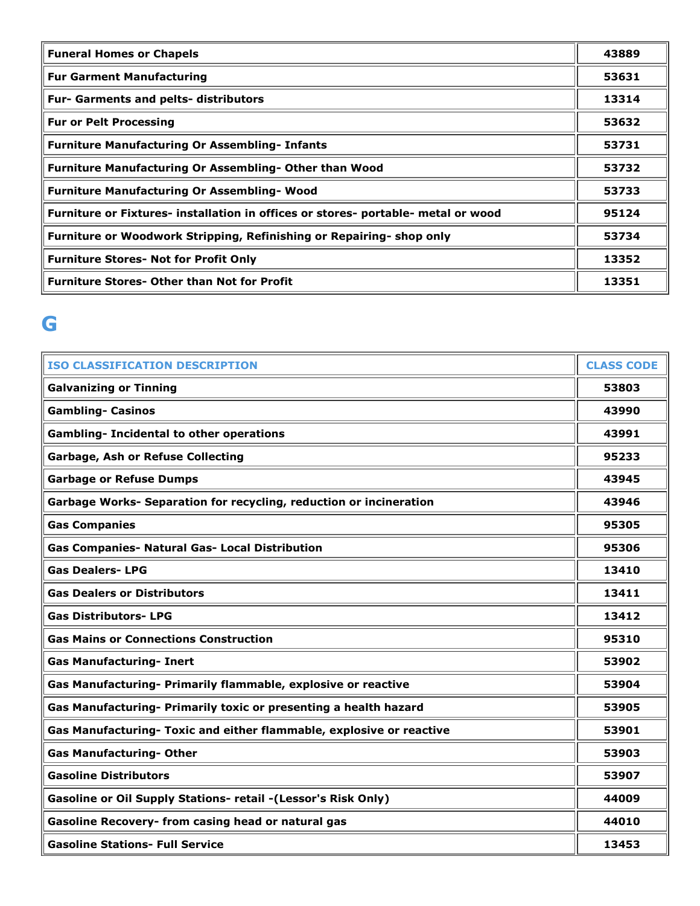| | |
|---|---|
| **Funeral Homes or Chapels** | **43889** |
| **Fur Garment Manufacturing** | **53631** |
| **Fur- Garments and pelts- distributors** | **13314** |
| **Fur or Pelt Processing** | **53632** |
| **Furniture Manufacturing Or Assembling- Infants** | **53731** |
| **Furniture Manufacturing Or Assembling- Other than Wood** | **53732** |
| **Furniture Manufacturing Or Assembling- Wood** | **53733** |
| **Furniture or Fixtures- installation in offices or stores- portable- metal or wood** | **95124** |
| **Furniture or Woodwork Stripping, Refinishing or Repairing- shop only** | **53734** |
| **Furniture Stores- Not for Profit Only** | **13352** |
| **Furniture Stores- Other than Not for Profit** | **13351** |

# G

| ISO CLASSIFICATION DESCRIPTION | CLASS CODE |
|---|---|
| **Galvanizing or Tinning** | **53803** |
| **Gambling- Casinos** | **43990** |
| **Gambling- Incidental to other operations** | **43991** |
| **Garbage, Ash or Refuse Collecting** | **95233** |
| **Garbage or Refuse Dumps** | **43945** |
| **Garbage Works- Separation for recycling, reduction or incineration** | **43946** |
| **Gas Companies** | **95305** |
| **Gas Companies- Natural Gas- Local Distribution** | **95306** |
| **Gas Dealers- LPG** | **13410** |
| **Gas Dealers or Distributors** | **13411** |
| **Gas Distributors- LPG** | **13412** |
| **Gas Mains or Connections Construction** | **95310** |
| **Gas Manufacturing- Inert** | **53902** |
| **Gas Manufacturing- Primarily flammable, explosive or reactive** | **53904** |
| **Gas Manufacturing- Primarily toxic or presenting a health hazard** | **53905** |
| **Gas Manufacturing- Toxic and either flammable, explosive or reactive** | **53901** |
| **Gas Manufacturing- Other** | **53903** |
| **Gasoline Distributors** | **53907** |
| **Gasoline or Oil Supply Stations- retail -(Lessor's Risk Only)** | **44009** |
| **Gasoline Recovery- from casing head or natural gas** | **44010** |
| **Gasoline Stations- Full Service** | **13453** |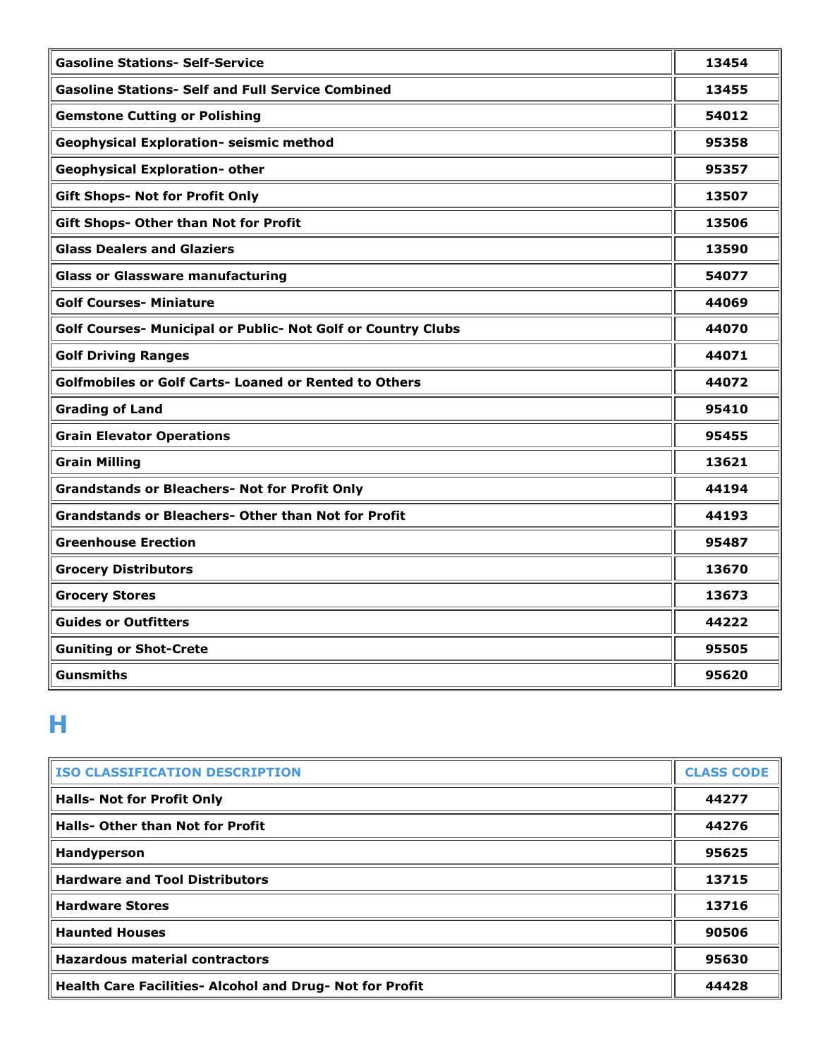| | |
|---|---|
| **Gasoline Stations- Self-Service** | **13454** |
| **Gasoline Stations- Self and Full Service Combined** | **13455** |
| **Gemstone Cutting or Polishing** | **54012** |
| **Geophysical Exploration- seismic method** | **95358** |
| **Geophysical Exploration- other** | **95357** |
| **Gift Shops- Not for Profit Only** | **13507** |
| **Gift Shops- Other than Not for Profit** | **13506** |
| **Glass Dealers and Glaziers** | **13590** |
| **Glass or Glassware manufacturing** | **54077** |
| **Golf Courses- Miniature** | **44069** |
| **Golf Courses- Municipal or Public- Not Golf or Country Clubs** | **44070** |
| **Golf Driving Ranges** | **44071** |
| **Golfmobiles or Golf Carts- Loaned or Rented to Others** | **44072** |
| **Grading of Land** | **95410** |
| **Grain Elevator Operations** | **95455** |
| **Grain Milling** | **13621** |
| **Grandstands or Bleachers- Not for Profit Only** | **44194** |
| **Grandstands or Bleachers- Other than Not for Profit** | **44193** |
| **Greenhouse Erection** | **95487** |
| **Grocery Distributors** | **13670** |
| **Grocery Stores** | **13673** |
| **Guides or Outfitters** | **44222** |
| **Guniting or Shot-Crete** | **95505** |
| **Gunsmiths** | **95620** |

# H

| ISO CLASSIFICATION DESCRIPTION | CLASS CODE |
|---|---|
| **Halls- Not for Profit Only** | **44277** |
| **Halls- Other than Not for Profit** | **44276** |
| **Handyperson** | **95625** |
| **Hardware and Tool Distributors** | **13715** |
| **Hardware Stores** | **13716** |
| **Haunted Houses** | **90506** |
| **Hazardous material contractors** | **95630** |
| **Health Care Facilities- Alcohol and Drug- Not for Profit** | **44428** |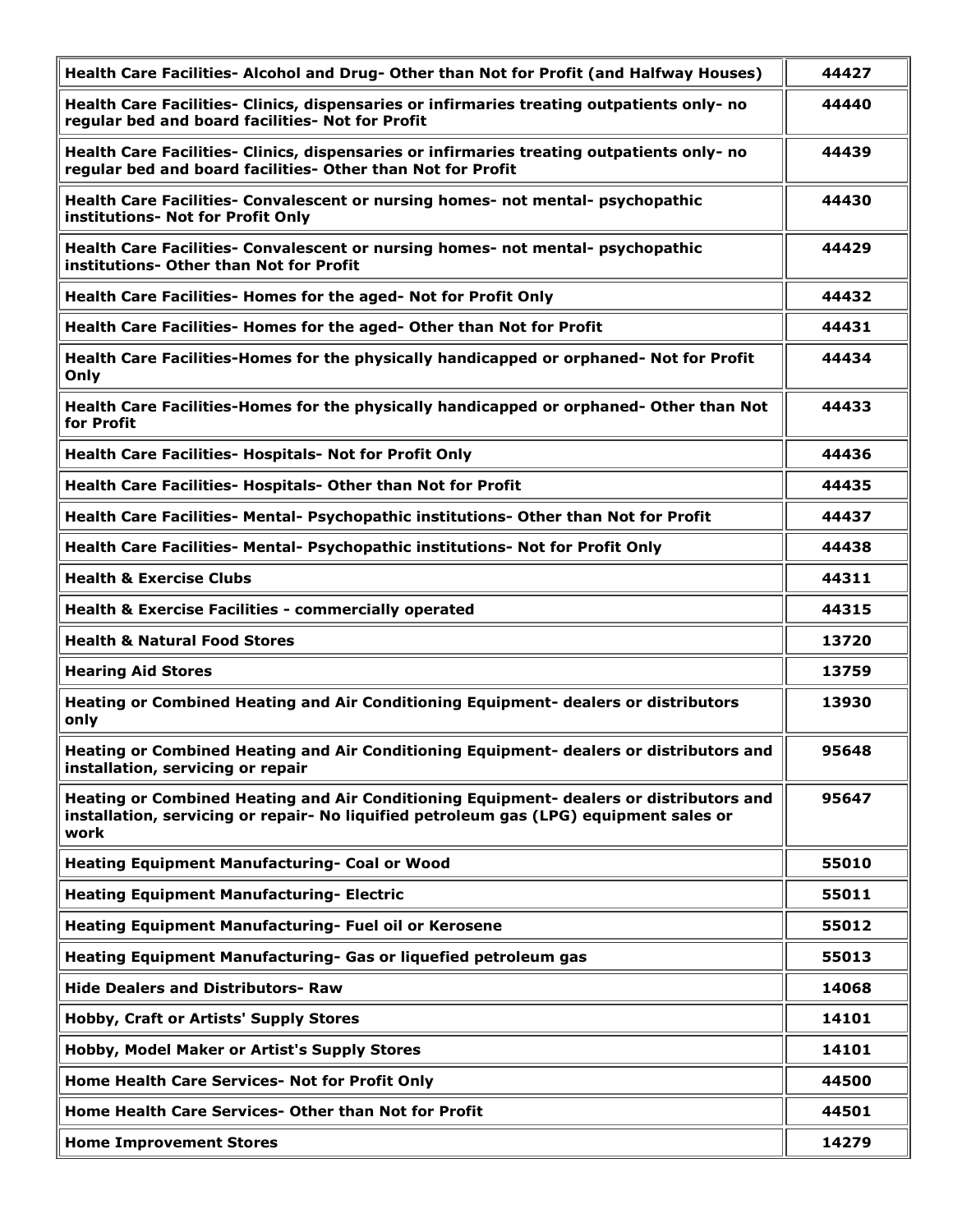| | |
|---|---|
| **Health Care Facilities- Alcohol and Drug- Other than Not for Profit (and Halfway Houses)** | **44427** |
| **Health Care Facilities- Clinics, dispensaries or infirmaries treating outpatients only- no regular bed and board facilities- Not for Profit** | **44440** |
| **Health Care Facilities- Clinics, dispensaries or infirmaries treating outpatients only- no regular bed and board facilities- Other than Not for Profit** | **44439** |
| **Health Care Facilities- Convalescent or nursing homes- not mental- psychopathic institutions- Not for Profit Only** | **44430** |
| **Health Care Facilities- Convalescent or nursing homes- not mental- psychopathic institutions- Other than Not for Profit** | **44429** |
| **Health Care Facilities- Homes for the aged- Not for Profit Only** | **44432** |
| **Health Care Facilities- Homes for the aged- Other than Not for Profit** | **44431** |
| **Health Care Facilities-Homes for the physically handicapped or orphaned- Not for Profit Only** | **44434** |
| **Health Care Facilities-Homes for the physically handicapped or orphaned- Other than Not for Profit** | **44433** |
| **Health Care Facilities- Hospitals- Not for Profit Only** | **44436** |
| **Health Care Facilities- Hospitals- Other than Not for Profit** | **44435** |
| **Health Care Facilities- Mental- Psychopathic institutions- Other than Not for Profit** | **44437** |
| **Health Care Facilities- Mental- Psychopathic institutions- Not for Profit Only** | **44438** |
| **Health & Exercise Clubs** | **44311** |
| **Health & Exercise Facilities - commercially operated** | **44315** |
| **Health & Natural Food Stores** | **13720** |
| **Hearing Aid Stores** | **13759** |
| **Heating or Combined Heating and Air Conditioning Equipment- dealers or distributors only** | **13930** |
| **Heating or Combined Heating and Air Conditioning Equipment- dealers or distributors and installation, servicing or repair** | **95648** |
| **Heating or Combined Heating and Air Conditioning Equipment- dealers or distributors and installation, servicing or repair- No liquified petroleum gas (LPG) equipment sales or work** | **95647** |
| **Heating Equipment Manufacturing- Coal or Wood** | **55010** |
| **Heating Equipment Manufacturing- Electric** | **55011** |
| **Heating Equipment Manufacturing- Fuel oil or Kerosene** | **55012** |
| **Heating Equipment Manufacturing- Gas or liquefied petroleum gas** | **55013** |
| **Hide Dealers and Distributors- Raw** | **14068** |
| **Hobby, Craft or Artists' Supply Stores** | **14101** |
| **Hobby, Model Maker or Artist's Supply Stores** | **14101** |
| **Home Health Care Services- Not for Profit Only** | **44500** |
| **Home Health Care Services- Other than Not for Profit** | **44501** |
| **Home Improvement Stores** | **14279** |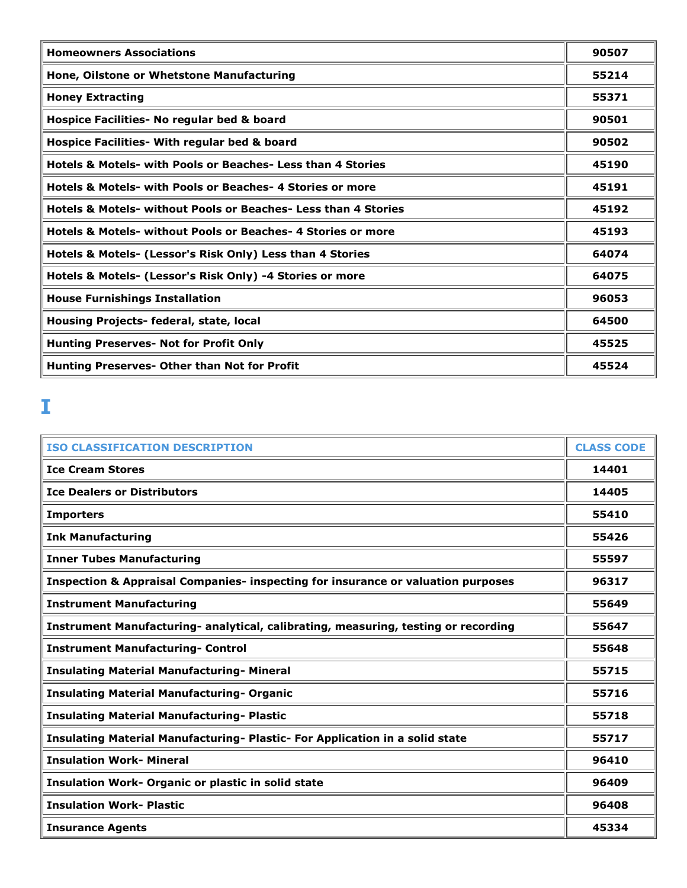| | |
|---|---|
| **Homeowners Associations** | **90507** |
| **Hone, Oilstone or Whetstone Manufacturing** | **55214** |
| **Honey Extracting** | **55371** |
| **Hospice Facilities- No regular bed & board** | **90501** |
| **Hospice Facilities- With regular bed & board** | **90502** |
| **Hotels & Motels- with Pools or Beaches- Less than 4 Stories** | **45190** |
| **Hotels & Motels- with Pools or Beaches- 4 Stories or more** | **45191** |
| **Hotels & Motels- without Pools or Beaches- Less than 4 Stories** | **45192** |
| **Hotels & Motels- without Pools or Beaches- 4 Stories or more** | **45193** |
| **Hotels & Motels- (Lessor's Risk Only) Less than 4 Stories** | **64074** |
| **Hotels & Motels- (Lessor's Risk Only) -4 Stories or more** | **64075** |
| **House Furnishings Installation** | **96053** |
| **Housing Projects- federal, state, local** | **64500** |
| **Hunting Preserves- Not for Profit Only** | **45525** |
| **Hunting Preserves- Other than Not for Profit** | **45524** |

# I

| ISO CLASSIFICATION DESCRIPTION | CLASS CODE |
|---|---|
| **Ice Cream Stores** | **14401** |
| **Ice Dealers or Distributors** | **14405** |
| **Importers** | **55410** |
| **Ink Manufacturing** | **55426** |
| **Inner Tubes Manufacturing** | **55597** |
| **Inspection & Appraisal Companies- inspecting for insurance or valuation purposes** | **96317** |
| **Instrument Manufacturing** | **55649** |
| **Instrument Manufacturing- analytical, calibrating, measuring, testing or recording** | **55647** |
| **Instrument Manufacturing- Control** | **55648** |
| **Insulating Material Manufacturing- Mineral** | **55715** |
| **Insulating Material Manufacturing- Organic** | **55716** |
| **Insulating Material Manufacturing- Plastic** | **55718** |
| **Insulating Material Manufacturing- Plastic- For Application in a solid state** | **55717** |
| **Insulation Work- Mineral** | **96410** |
| **Insulation Work- Organic or plastic in solid state** | **96409** |
| **Insulation Work- Plastic** | **96408** |
| **Insurance Agents** | **45334** |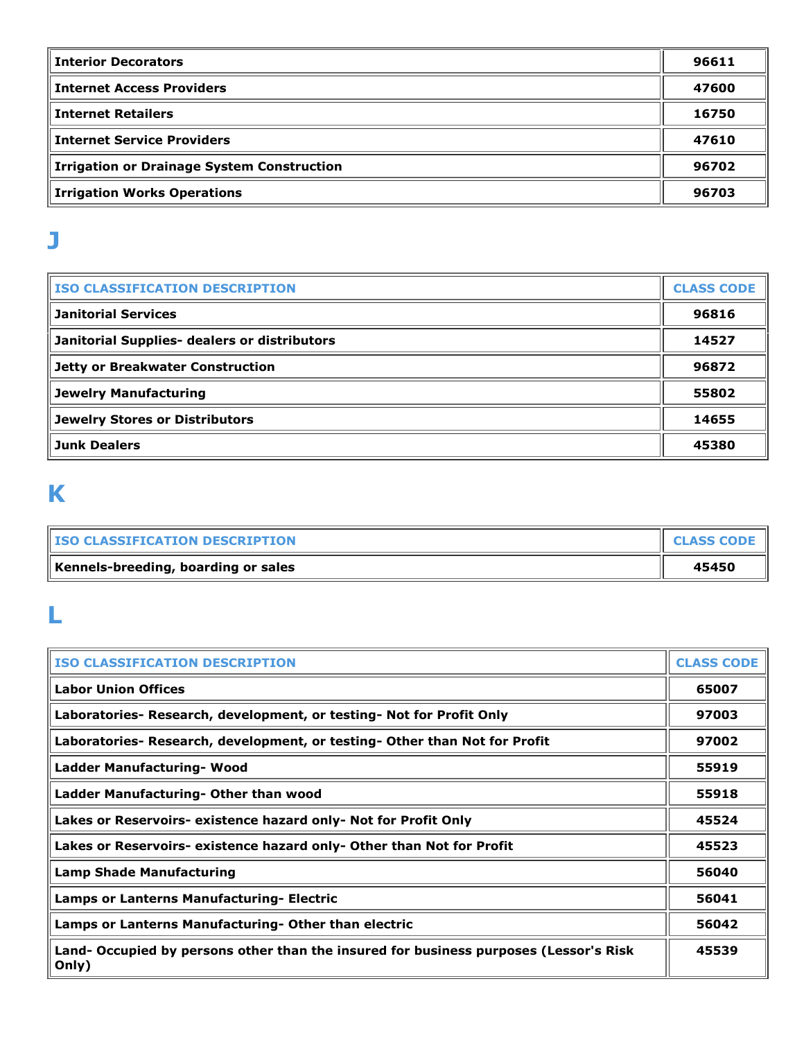| | |
|---|---|
| **Interior Decorators** | **96611** |
| **Internet Access Providers** | **47600** |
| **Internet Retailers** | **16750** |
| **Internet Service Providers** | **47610** |
| **Irrigation or Drainage System Construction** | **96702** |
| **Irrigation Works Operations** | **96703** |

# J

| ISO CLASSIFICATION DESCRIPTION | CLASS CODE |
|---|---|
| **Janitorial Services** | **96816** |
| **Janitorial Supplies- dealers or distributors** | **14527** |
| **Jetty or Breakwater Construction** | **96872** |
| **Jewelry Manufacturing** | **55802** |
| **Jewelry Stores or Distributors** | **14655** |
| **Junk Dealers** | **45380** |

# K

| ISO CLASSIFICATION DESCRIPTION | CLASS CODE |
|---|---|
| **Kennels-breeding, boarding or sales** | **45450** |

# L

| ISO CLASSIFICATION DESCRIPTION | CLASS CODE |
|---|---|
| **Labor Union Offices** | **65007** |
| **Laboratories- Research, development, or testing- Not for Profit Only** | **97003** |
| **Laboratories- Research, development, or testing- Other than Not for Profit** | **97002** |
| **Ladder Manufacturing- Wood** | **55919** |
| **Ladder Manufacturing- Other than wood** | **55918** |
| **Lakes or Reservoirs- existence hazard only- Not for Profit Only** | **45524** |
| **Lakes or Reservoirs- existence hazard only- Other than Not for Profit** | **45523** |
| **Lamp Shade Manufacturing** | **56040** |
| **Lamps or Lanterns Manufacturing- Electric** | **56041** |
| **Lamps or Lanterns Manufacturing- Other than electric** | **56042** |
| **Land- Occupied by persons other than the insured for business purposes (Lessor's Risk Only)** | **45539** |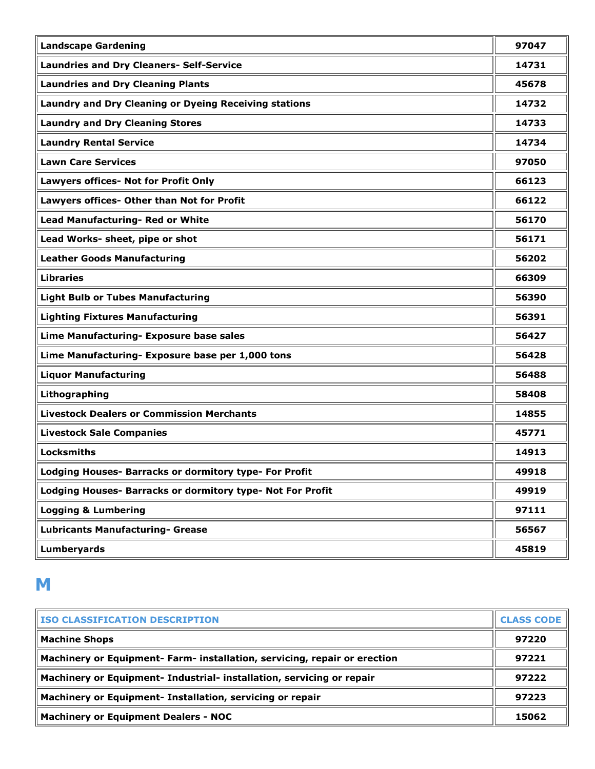| | |
|---|---|
| **Landscape Gardening** | **97047** |
| **Laundries and Dry Cleaners- Self-Service** | **14731** |
| **Laundries and Dry Cleaning Plants** | **45678** |
| **Laundry and Dry Cleaning or Dyeing Receiving stations** | **14732** |
| **Laundry and Dry Cleaning Stores** | **14733** |
| **Laundry Rental Service** | **14734** |
| **Lawn Care Services** | **97050** |
| **Lawyers offices- Not for Profit Only** | **66123** |
| **Lawyers offices- Other than Not for Profit** | **66122** |
| **Lead Manufacturing- Red or White** | **56170** |
| **Lead Works- sheet, pipe or shot** | **56171** |
| **Leather Goods Manufacturing** | **56202** |
| **Libraries** | **66309** |
| **Light Bulb or Tubes Manufacturing** | **56390** |
| **Lighting Fixtures Manufacturing** | **56391** |
| **Lime Manufacturing- Exposure base sales** | **56427** |
| **Lime Manufacturing- Exposure base per 1,000 tons** | **56428** |
| **Liquor Manufacturing** | **56488** |
| **Lithographing** | **58408** |
| **Livestock Dealers or Commission Merchants** | **14855** |
| **Livestock Sale Companies** | **45771** |
| **Locksmiths** | **14913** |
| **Lodging Houses- Barracks or dormitory type- For Profit** | **49918** |
| **Lodging Houses- Barracks or dormitory type- Not For Profit** | **49919** |
| **Logging & Lumbering** | **97111** |
| **Lubricants Manufacturing- Grease** | **56567** |
| **Lumberyards** | **45819** |

# M

| ISO CLASSIFICATION DESCRIPTION | CLASS CODE |
|---|---|
| **Machine Shops** | **97220** |
| **Machinery or Equipment- Farm- installation, servicing, repair or erection** | **97221** |
| **Machinery or Equipment- Industrial- installation, servicing or repair** | **97222** |
| **Machinery or Equipment- Installation, servicing or repair** | **97223** |
| **Machinery or Equipment Dealers - NOC** | **15062** |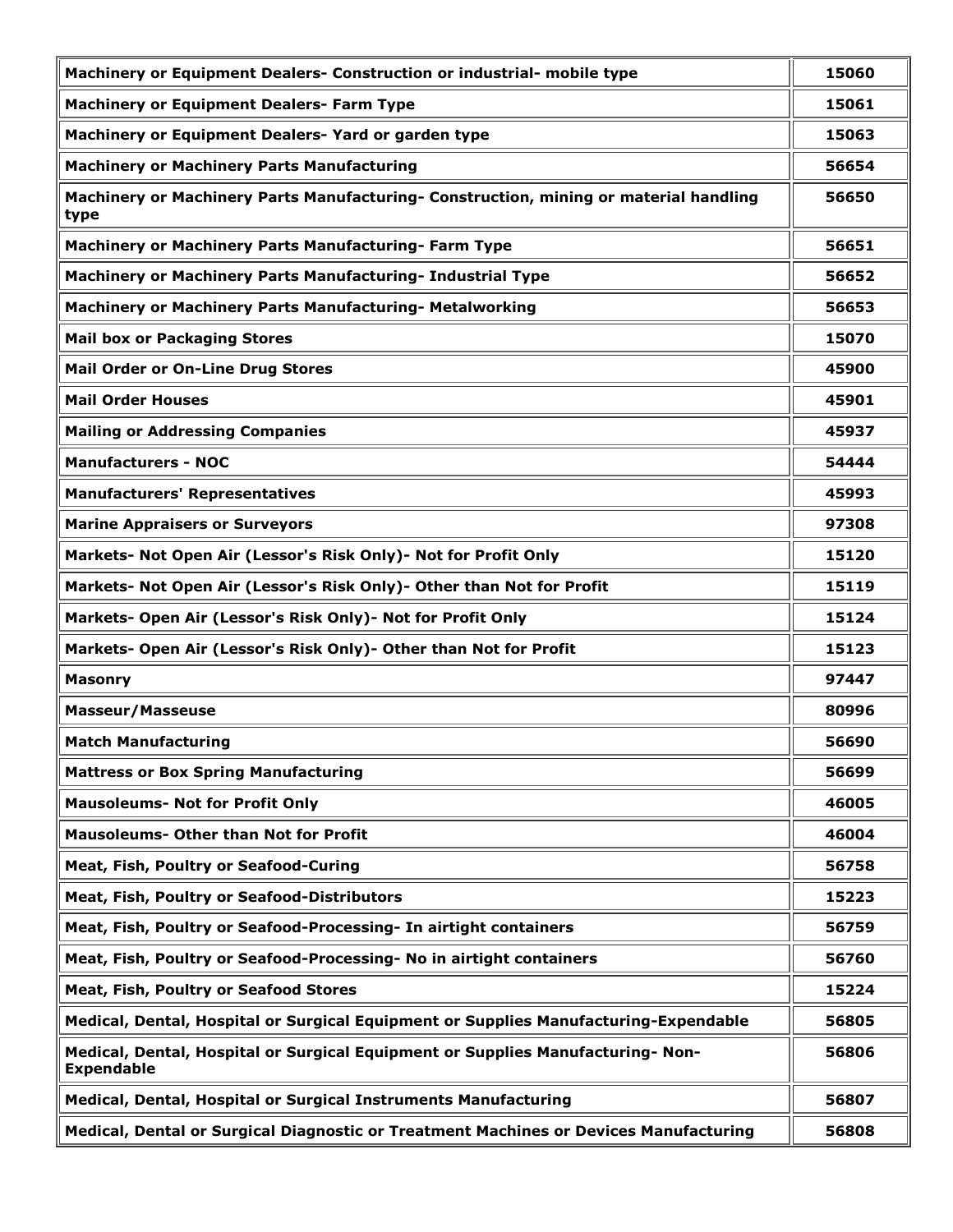| | |
|---|---|
| **Machinery or Equipment Dealers- Construction or industrial- mobile type** | **15060** |
| **Machinery or Equipment Dealers- Farm Type** | **15061** |
| **Machinery or Equipment Dealers- Yard or garden type** | **15063** |
| **Machinery or Machinery Parts Manufacturing** | **56654** |
| **Machinery or Machinery Parts Manufacturing- Construction, mining or material handling type** | **56650** |
| **Machinery or Machinery Parts Manufacturing- Farm Type** | **56651** |
| **Machinery or Machinery Parts Manufacturing- Industrial Type** | **56652** |
| **Machinery or Machinery Parts Manufacturing- Metalworking** | **56653** |
| **Mail box or Packaging Stores** | **15070** |
| **Mail Order or On-Line Drug Stores** | **45900** |
| **Mail Order Houses** | **45901** |
| **Mailing or Addressing Companies** | **45937** |
| **Manufacturers - NOC** | **54444** |
| **Manufacturers' Representatives** | **45993** |
| **Marine Appraisers or Surveyors** | **97308** |
| **Markets- Not Open Air (Lessor's Risk Only)- Not for Profit Only** | **15120** |
| **Markets- Not Open Air (Lessor's Risk Only)- Other than Not for Profit** | **15119** |
| **Markets- Open Air (Lessor's Risk Only)- Not for Profit Only** | **15124** |
| **Markets- Open Air (Lessor's Risk Only)- Other than Not for Profit** | **15123** |
| **Masonry** | **97447** |
| **Masseur/Masseuse** | **80996** |
| **Match Manufacturing** | **56690** |
| **Mattress or Box Spring Manufacturing** | **56699** |
| **Mausoleums- Not for Profit Only** | **46005** |
| **Mausoleums- Other than Not for Profit** | **46004** |
| **Meat, Fish, Poultry or Seafood-Curing** | **56758** |
| **Meat, Fish, Poultry or Seafood-Distributors** | **15223** |
| **Meat, Fish, Poultry or Seafood-Processing- In airtight containers** | **56759** |
| **Meat, Fish, Poultry or Seafood-Processing- No in airtight containers** | **56760** |
| **Meat, Fish, Poultry or Seafood Stores** | **15224** |
| **Medical, Dental, Hospital or Surgical Equipment or Supplies Manufacturing-Expendable** | **56805** |
| **Medical, Dental, Hospital or Surgical Equipment or Supplies Manufacturing- Non-Expendable** | **56806** |
| **Medical, Dental, Hospital or Surgical Instruments Manufacturing** | **56807** |
| **Medical, Dental or Surgical Diagnostic or Treatment Machines or Devices Manufacturing** | **56808** |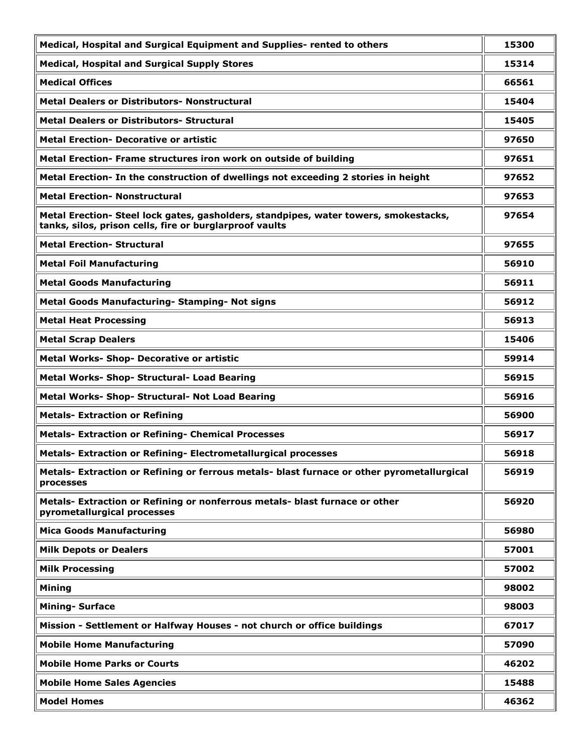| Medical, Hospital and Surgical Equipment and Supplies- rented to others | 15300 |
|---|---|
| Medical, Hospital and Surgical Supply Stores | 15314 |
| Medical Offices | 66561 |
| Metal Dealers or Distributors- Nonstructural | 15404 |
| Metal Dealers or Distributors- Structural | 15405 |
| Metal Erection- Decorative or artistic | 97650 |
| Metal Erection- Frame structures iron work on outside of building | 97651 |
| Metal Erection- In the construction of dwellings not exceeding 2 stories in height | 97652 |
| Metal Erection- Nonstructural | 97653 |
| Metal Erection- Steel lock gates, gasholders, standpipes, water towers, smokestacks, tanks, silos, prison cells, fire or burglarproof vaults | 97654 |
| Metal Erection- Structural | 97655 |
| Metal Foil Manufacturing | 56910 |
| Metal Goods Manufacturing | 56911 |
| Metal Goods Manufacturing- Stamping- Not signs | 56912 |
| Metal Heat Processing | 56913 |
| Metal Scrap Dealers | 15406 |
| Metal Works- Shop- Decorative or artistic | 59914 |
| Metal Works- Shop- Structural- Load Bearing | 56915 |
| Metal Works- Shop- Structural- Not Load Bearing | 56916 |
| Metals- Extraction or Refining | 56900 |
| Metals- Extraction or Refining- Chemical Processes | 56917 |
| Metals- Extraction or Refining- Electrometallurgical processes | 56918 |
| Metals- Extraction or Refining or ferrous metals- blast furnace or other pyrometallurgical processes | 56919 |
| Metals- Extraction or Refining or nonferrous metals- blast furnace or other pyrometallurgical processes | 56920 |
| Mica Goods Manufacturing | 56980 |
| Milk Depots or Dealers | 57001 |
| Milk Processing | 57002 |
| Mining | 98002 |
| Mining- Surface | 98003 |
| Mission - Settlement or Halfway Houses - not church or office buildings | 67017 |
| Mobile Home Manufacturing | 57090 |
| Mobile Home Parks or Courts | 46202 |
| Mobile Home Sales Agencies | 15488 |
| Model Homes | 46362 |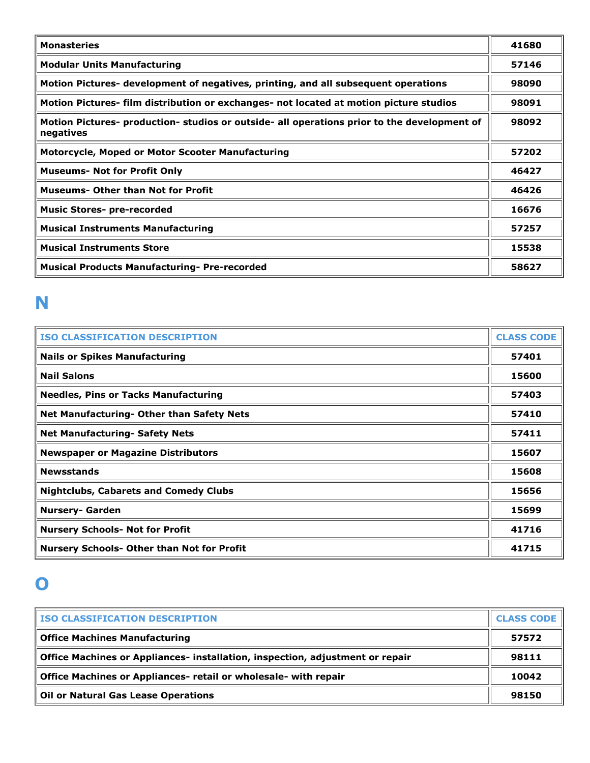| ISO CLASSIFICATION DESCRIPTION | CLASS CODE |
| --- | --- |
| **Monasteries** | **41680** |
| **Modular Units Manufacturing** | **57146** |
| **Motion Pictures- development of negatives, printing, and all subsequent operations** | **98090** |
| **Motion Pictures- film distribution or exchanges- not located at motion picture studios** | **98091** |
| **Motion Pictures- production- studios or outside- all operations prior to the development of negatives** | **98092** |
| **Motorcycle, Moped or Motor Scooter Manufacturing** | **57202** |
| **Museums- Not for Profit Only** | **46427** |
| **Museums- Other than Not for Profit** | **46426** |
| **Music Stores- pre-recorded** | **16676** |
| **Musical Instruments Manufacturing** | **57257** |
| **Musical Instruments Store** | **15538** |
| **Musical Products Manufacturing- Pre-recorded** | **58627** |

# N

| ISO CLASSIFICATION DESCRIPTION | CLASS CODE |
| --- | --- |
| **Nails or Spikes Manufacturing** | **57401** |
| **Nail Salons** | **15600** |
| **Needles, Pins or Tacks Manufacturing** | **57403** |
| **Net Manufacturing- Other than Safety Nets** | **57410** |
| **Net Manufacturing- Safety Nets** | **57411** |
| **Newspaper or Magazine Distributors** | **15607** |
| **Newsstands** | **15608** |
| **Nightclubs, Cabarets and Comedy Clubs** | **15656** |
| **Nursery- Garden** | **15699** |
| **Nursery Schools- Not for Profit** | **41716** |
| **Nursery Schools- Other than Not for Profit** | **41715** |

# O

| ISO CLASSIFICATION DESCRIPTION | CLASS CODE |
| --- | --- |
| **Office Machines Manufacturing** | **57572** |
| **Office Machines or Appliances- installation, inspection, adjustment or repair** | **98111** |
| **Office Machines or Appliances- retail or wholesale- with repair** | **10042** |
| **Oil or Natural Gas Lease Operations** | **98150** |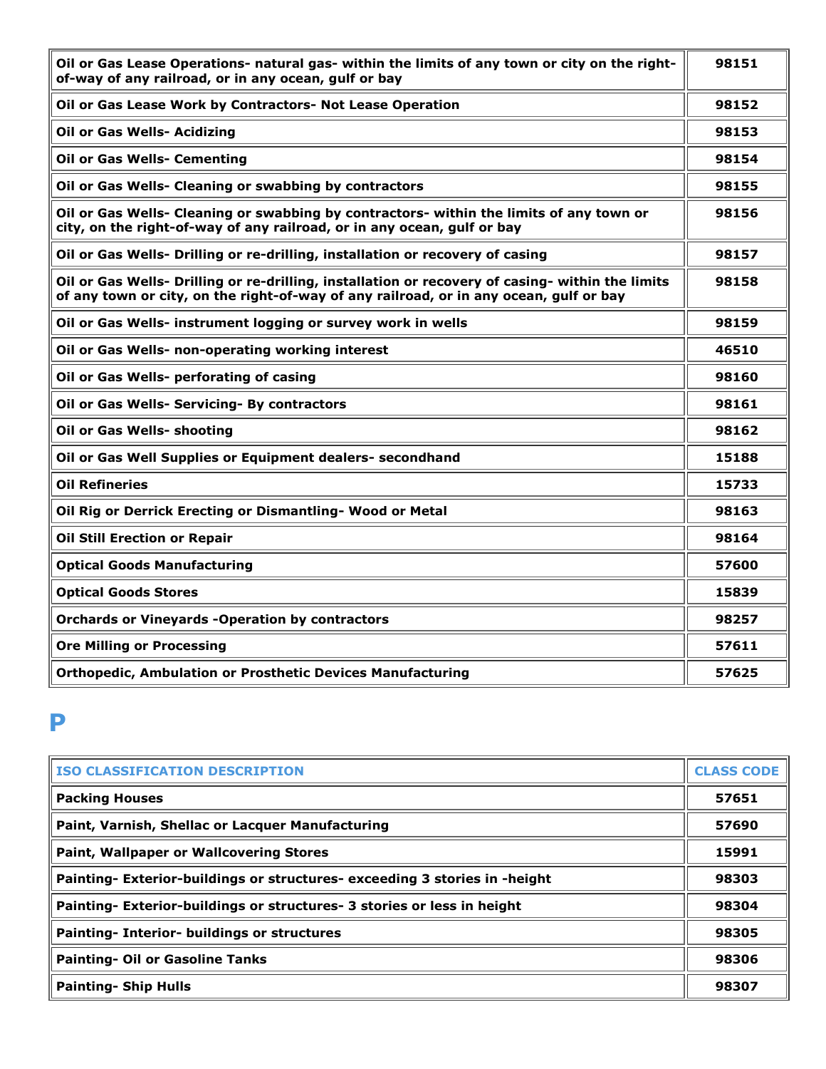| | |
|---|---|
| **Oil or Gas Lease Operations- natural gas- within the limits of any town or city on the right-of-way of any railroad, or in any ocean, gulf or bay** | **98151** |
| **Oil or Gas Lease Work by Contractors- Not Lease Operation** | **98152** |
| **Oil or Gas Wells- Acidizing** | **98153** |
| **Oil or Gas Wells- Cementing** | **98154** |
| **Oil or Gas Wells- Cleaning or swabbing by contractors** | **98155** |
| **Oil or Gas Wells- Cleaning or swabbing by contractors- within the limits of any town or city, on the right-of-way of any railroad, or in any ocean, gulf or bay** | **98156** |
| **Oil or Gas Wells- Drilling or re-drilling, installation or recovery of casing** | **98157** |
| **Oil or Gas Wells- Drilling or re-drilling, installation or recovery of casing- within the limits of any town or city, on the right-of-way of any railroad, or in any ocean, gulf or bay** | **98158** |
| **Oil or Gas Wells- instrument logging or survey work in wells** | **98159** |
| **Oil or Gas Wells- non-operating working interest** | **46510** |
| **Oil or Gas Wells- perforating of casing** | **98160** |
| **Oil or Gas Wells- Servicing- By contractors** | **98161** |
| **Oil or Gas Wells- shooting** | **98162** |
| **Oil or Gas Well Supplies or Equipment dealers- secondhand** | **15188** |
| **Oil Refineries** | **15733** |
| **Oil Rig or Derrick Erecting or Dismantling- Wood or Metal** | **98163** |
| **Oil Still Erection or Repair** | **98164** |
| **Optical Goods Manufacturing** | **57600** |
| **Optical Goods Stores** | **15839** |
| **Orchards or Vineyards -Operation by contractors** | **98257** |
| **Ore Milling or Processing** | **57611** |
| **Orthopedic, Ambulation or Prosthetic Devices Manufacturing** | **57625** |

# P

| ISO CLASSIFICATION DESCRIPTION | CLASS CODE |
|---|---|
| **Packing Houses** | **57651** |
| **Paint, Varnish, Shellac or Lacquer Manufacturing** | **57690** |
| **Paint, Wallpaper or Wallcovering Stores** | **15991** |
| **Painting- Exterior-buildings or structures- exceeding 3 stories in -height** | **98303** |
| **Painting- Exterior-buildings or structures- 3 stories or less in height** | **98304** |
| **Painting- Interior- buildings or structures** | **98305** |
| **Painting- Oil or Gasoline Tanks** | **98306** |
| **Painting- Ship Hulls** | **98307** |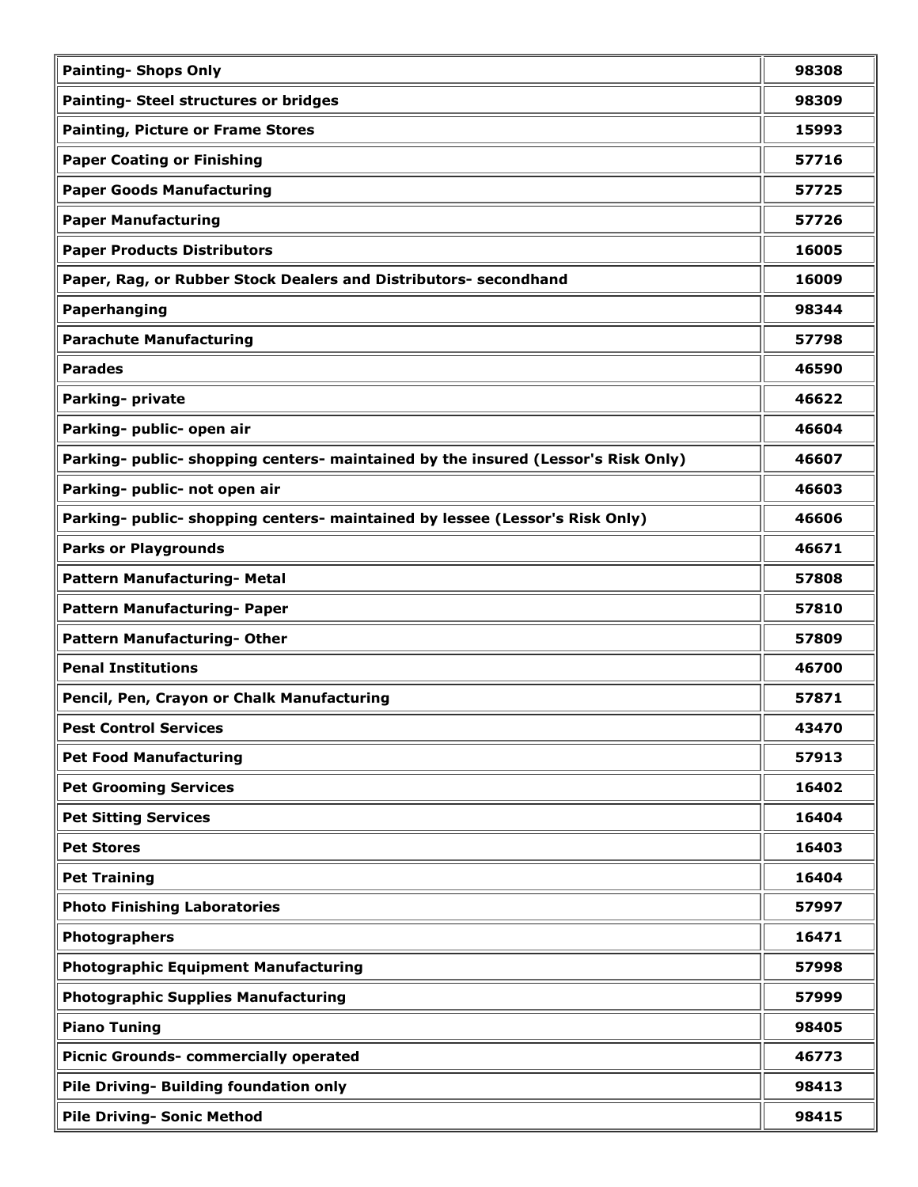| Painting- Shops Only | 98308 |
|---|---|
| Painting- Steel structures or bridges | 98309 |
| Painting, Picture or Frame Stores | 15993 |
| Paper Coating or Finishing | 57716 |
| Paper Goods Manufacturing | 57725 |
| Paper Manufacturing | 57726 |
| Paper Products Distributors | 16005 |
| Paper, Rag, or Rubber Stock Dealers and Distributors- secondhand | 16009 |
| Paperhanging | 98344 |
| Parachute Manufacturing | 57798 |
| Parades | 46590 |
| Parking- private | 46622 |
| Parking- public- open air | 46604 |
| Parking- public- shopping centers- maintained by the insured (Lessor's Risk Only) | 46607 |
| Parking- public- not open air | 46603 |
| Parking- public- shopping centers- maintained by lessee (Lessor's Risk Only) | 46606 |
| Parks or Playgrounds | 46671 |
| Pattern Manufacturing- Metal | 57808 |
| Pattern Manufacturing- Paper | 57810 |
| Pattern Manufacturing- Other | 57809 |
| Penal Institutions | 46700 |
| Pencil, Pen, Crayon or Chalk Manufacturing | 57871 |
| Pest Control Services | 43470 |
| Pet Food Manufacturing | 57913 |
| Pet Grooming Services | 16402 |
| Pet Sitting Services | 16404 |
| Pet Stores | 16403 |
| Pet Training | 16404 |
| Photo Finishing Laboratories | 57997 |
| Photographers | 16471 |
| Photographic Equipment Manufacturing | 57998 |
| Photographic Supplies Manufacturing | 57999 |
| Piano Tuning | 98405 |
| Picnic Grounds- commercially operated | 46773 |
| Pile Driving- Building foundation only | 98413 |
| Pile Driving- Sonic Method | 98415 |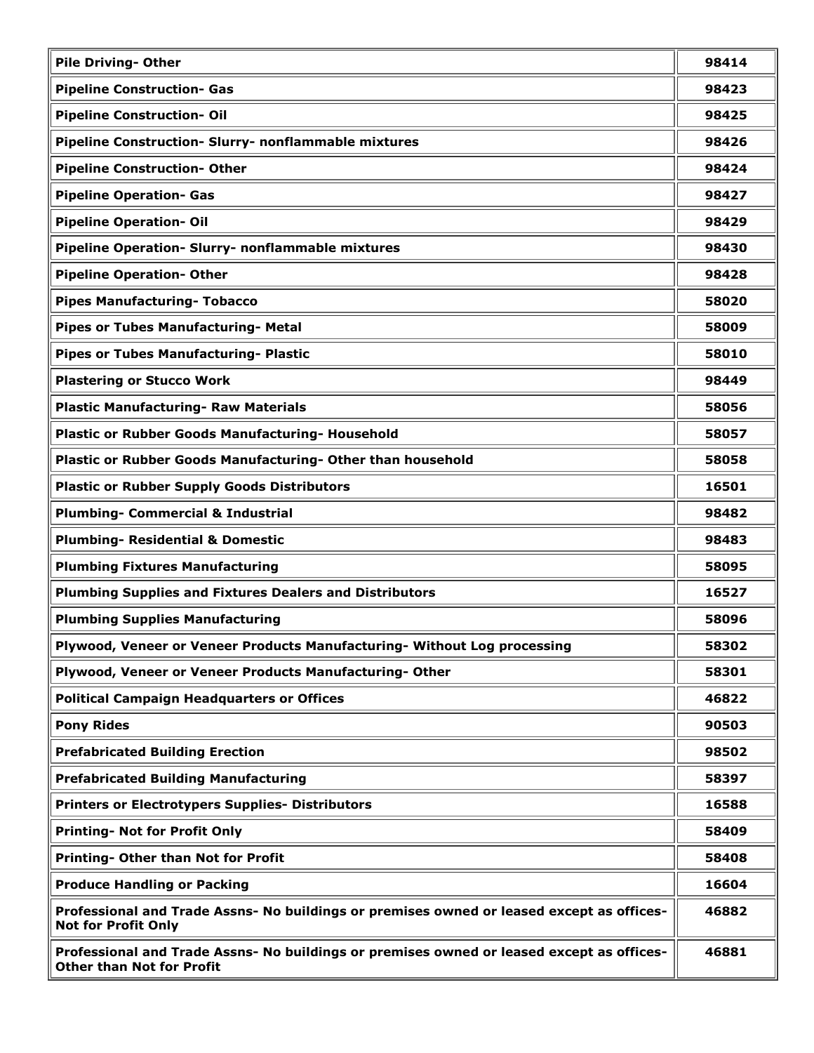| | |
|---|---|
| **Pile Driving- Other** | **98414** |
| **Pipeline Construction- Gas** | **98423** |
| **Pipeline Construction- Oil** | **98425** |
| **Pipeline Construction- Slurry- nonflammable mixtures** | **98426** |
| **Pipeline Construction- Other** | **98424** |
| **Pipeline Operation- Gas** | **98427** |
| **Pipeline Operation- Oil** | **98429** |
| **Pipeline Operation- Slurry- nonflammable mixtures** | **98430** |
| **Pipeline Operation- Other** | **98428** |
| **Pipes Manufacturing- Tobacco** | **58020** |
| **Pipes or Tubes Manufacturing- Metal** | **58009** |
| **Pipes or Tubes Manufacturing- Plastic** | **58010** |
| **Plastering or Stucco Work** | **98449** |
| **Plastic Manufacturing- Raw Materials** | **58056** |
| **Plastic or Rubber Goods Manufacturing- Household** | **58057** |
| **Plastic or Rubber Goods Manufacturing- Other than household** | **58058** |
| **Plastic or Rubber Supply Goods Distributors** | **16501** |
| **Plumbing- Commercial & Industrial** | **98482** |
| **Plumbing- Residential & Domestic** | **98483** |
| **Plumbing Fixtures Manufacturing** | **58095** |
| **Plumbing Supplies and Fixtures Dealers and Distributors** | **16527** |
| **Plumbing Supplies Manufacturing** | **58096** |
| **Plywood, Veneer or Veneer Products Manufacturing- Without Log processing** | **58302** |
| **Plywood, Veneer or Veneer Products Manufacturing- Other** | **58301** |
| **Political Campaign Headquarters or Offices** | **46822** |
| **Pony Rides** | **90503** |
| **Prefabricated Building Erection** | **98502** |
| **Prefabricated Building Manufacturing** | **58397** |
| **Printers or Electrotypers Supplies- Distributors** | **16588** |
| **Printing- Not for Profit Only** | **58409** |
| **Printing- Other than Not for Profit** | **58408** |
| **Produce Handling or Packing** | **16604** |
| **Professional and Trade Assns- No buildings or premises owned or leased except as offices- Not for Profit Only** | **46882** |
| **Professional and Trade Assns- No buildings or premises owned or leased except as offices- Other than Not for Profit** | **46881** |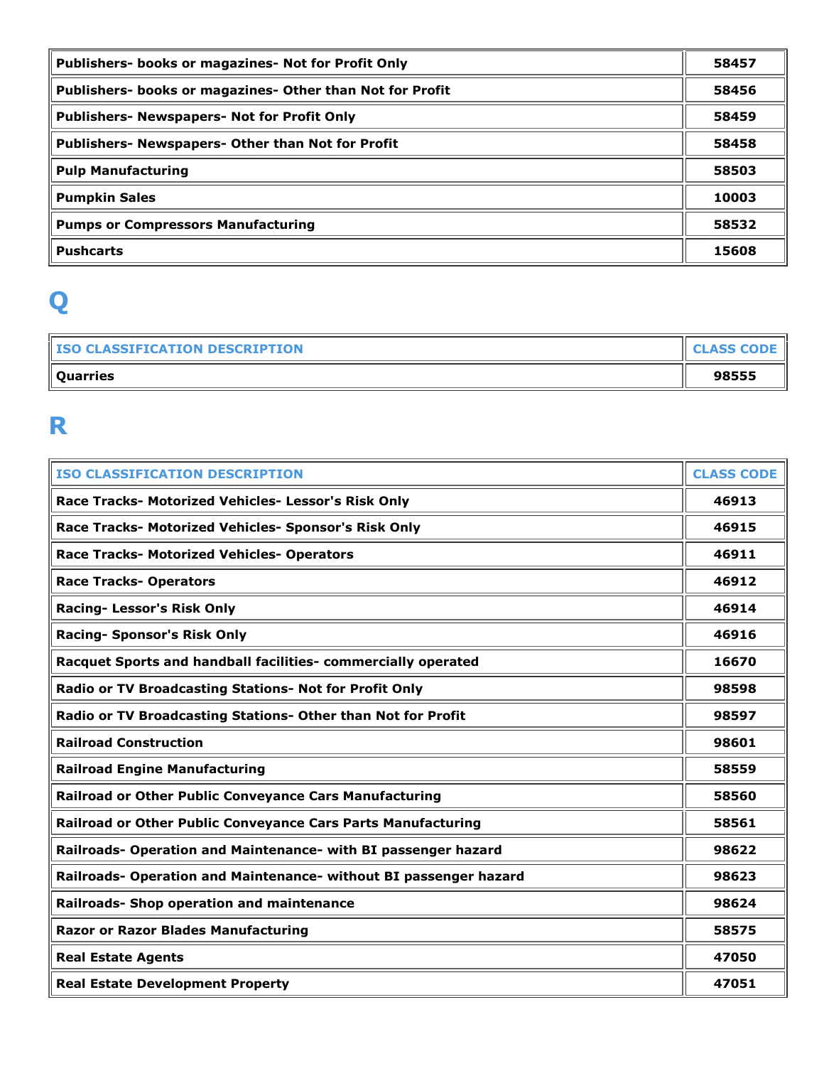| | |
|---|---|
| **Publishers- books or magazines- Not for Profit Only** | **58457** |
| **Publishers- books or magazines- Other than Not for Profit** | **58456** |
| **Publishers- Newspapers- Not for Profit Only** | **58459** |
| **Publishers- Newspapers- Other than Not for Profit** | **58458** |
| **Pulp Manufacturing** | **58503** |
| **Pumpkin Sales** | **10003** |
| **Pumps or Compressors Manufacturing** | **58532** |
| **Pushcarts** | **15608** |

# Q

| ISO CLASSIFICATION DESCRIPTION | CLASS CODE |
|---|---|
| **Quarries** | **98555** |

# R

| ISO CLASSIFICATION DESCRIPTION | CLASS CODE |
|---|---|
| **Race Tracks- Motorized Vehicles- Lessor's Risk Only** | **46913** |
| **Race Tracks- Motorized Vehicles- Sponsor's Risk Only** | **46915** |
| **Race Tracks- Motorized Vehicles- Operators** | **46911** |
| **Race Tracks- Operators** | **46912** |
| **Racing- Lessor's Risk Only** | **46914** |
| **Racing- Sponsor's Risk Only** | **46916** |
| **Racquet Sports and handball facilities- commercially operated** | **16670** |
| **Radio or TV Broadcasting Stations- Not for Profit Only** | **98598** |
| **Radio or TV Broadcasting Stations- Other than Not for Profit** | **98597** |
| **Railroad Construction** | **98601** |
| **Railroad Engine Manufacturing** | **58559** |
| **Railroad or Other Public Conveyance Cars Manufacturing** | **58560** |
| **Railroad or Other Public Conveyance Cars Parts Manufacturing** | **58561** |
| **Railroads- Operation and Maintenance- with BI passenger hazard** | **98622** |
| **Railroads- Operation and Maintenance- without BI passenger hazard** | **98623** |
| **Railroads- Shop operation and maintenance** | **98624** |
| **Razor or Razor Blades Manufacturing** | **58575** |
| **Real Estate Agents** | **47050** |
| **Real Estate Development Property** | **47051** |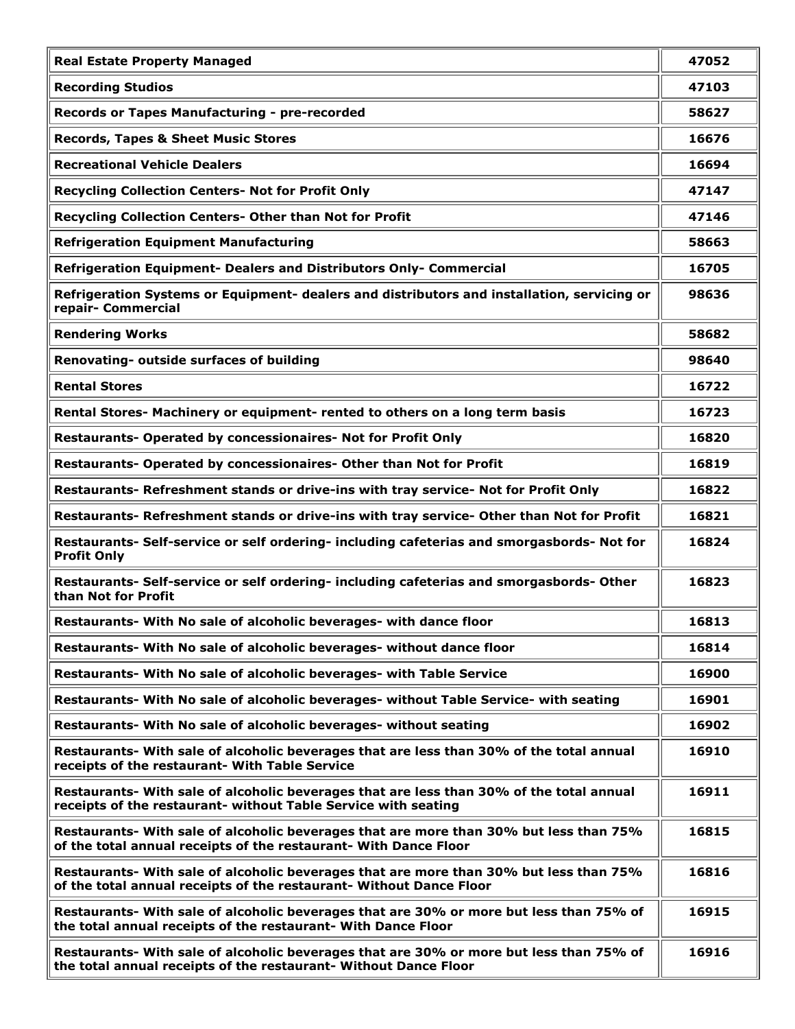| | |
|---|---|
| **Real Estate Property Managed** | **47052** |
| **Recording Studios** | **47103** |
| **Records or Tapes Manufacturing - pre-recorded** | **58627** |
| **Records, Tapes & Sheet Music Stores** | **16676** |
| **Recreational Vehicle Dealers** | **16694** |
| **Recycling Collection Centers- Not for Profit Only** | **47147** |
| **Recycling Collection Centers- Other than Not for Profit** | **47146** |
| **Refrigeration Equipment Manufacturing** | **58663** |
| **Refrigeration Equipment- Dealers and Distributors Only- Commercial** | **16705** |
| **Refrigeration Systems or Equipment- dealers and distributors and installation, servicing or repair- Commercial** | **98636** |
| **Rendering Works** | **58682** |
| **Renovating- outside surfaces of building** | **98640** |
| **Rental Stores** | **16722** |
| **Rental Stores- Machinery or equipment- rented to others on a long term basis** | **16723** |
| **Restaurants- Operated by concessionaires- Not for Profit Only** | **16820** |
| **Restaurants- Operated by concessionaires- Other than Not for Profit** | **16819** |
| **Restaurants- Refreshment stands or drive-ins with tray service- Not for Profit Only** | **16822** |
| **Restaurants- Refreshment stands or drive-ins with tray service- Other than Not for Profit** | **16821** |
| **Restaurants- Self-service or self ordering- including cafeterias and smorgasbords- Not for Profit Only** | **16824** |
| **Restaurants- Self-service or self ordering- including cafeterias and smorgasbords- Other than Not for Profit** | **16823** |
| **Restaurants- With No sale of alcoholic beverages- with dance floor** | **16813** |
| **Restaurants- With No sale of alcoholic beverages- without dance floor** | **16814** |
| **Restaurants- With No sale of alcoholic beverages- with Table Service** | **16900** |
| **Restaurants- With No sale of alcoholic beverages- without Table Service- with seating** | **16901** |
| **Restaurants- With No sale of alcoholic beverages- without seating** | **16902** |
| **Restaurants- With sale of alcoholic beverages that are less than 30% of the total annual receipts of the restaurant- With Table Service** | **16910** |
| **Restaurants- With sale of alcoholic beverages that are less than 30% of the total annual receipts of the restaurant- without Table Service with seating** | **16911** |
| **Restaurants- With sale of alcoholic beverages that are more than 30% but less than 75% of the total annual receipts of the restaurant- With Dance Floor** | **16815** |
| **Restaurants- With sale of alcoholic beverages that are more than 30% but less than 75% of the total annual receipts of the restaurant- Without Dance Floor** | **16816** |
| **Restaurants- With sale of alcoholic beverages that are 30% or more but less than 75% of the total annual receipts of the restaurant- With Dance Floor** | **16915** |
| **Restaurants- With sale of alcoholic beverages that are 30% or more but less than 75% of the total annual receipts of the restaurant- Without Dance Floor** | **16916** |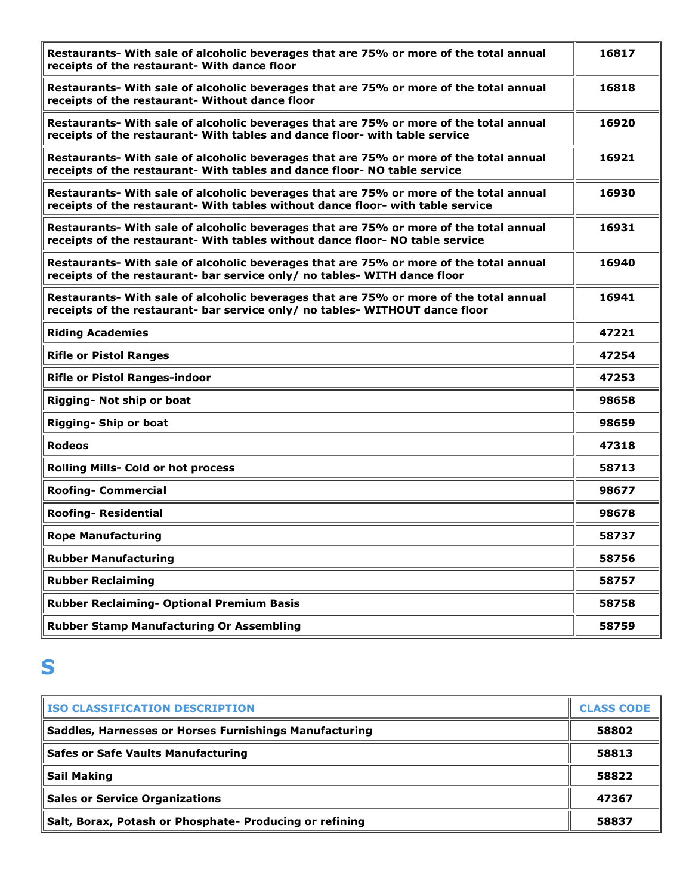| | |
|---|---|
| **Restaurants- With sale of alcoholic beverages that are 75% or more of the total annual receipts of the restaurant- With dance floor** | **16817** |
| **Restaurants- With sale of alcoholic beverages that are 75% or more of the total annual receipts of the restaurant- Without dance floor** | **16818** |
| **Restaurants- With sale of alcoholic beverages that are 75% or more of the total annual receipts of the restaurant- With tables and dance floor- with table service** | **16920** |
| **Restaurants- With sale of alcoholic beverages that are 75% or more of the total annual receipts of the restaurant- With tables and dance floor- NO table service** | **16921** |
| **Restaurants- With sale of alcoholic beverages that are 75% or more of the total annual receipts of the restaurant- With tables without dance floor- with table service** | **16930** |
| **Restaurants- With sale of alcoholic beverages that are 75% or more of the total annual receipts of the restaurant- With tables without dance floor- NO table service** | **16931** |
| **Restaurants- With sale of alcoholic beverages that are 75% or more of the total annual receipts of the restaurant- bar service only/ no tables- WITH dance floor** | **16940** |
| **Restaurants- With sale of alcoholic beverages that are 75% or more of the total annual receipts of the restaurant- bar service only/ no tables- WITHOUT dance floor** | **16941** |
| **Riding Academies** | **47221** |
| **Rifle or Pistol Ranges** | **47254** |
| **Rifle or Pistol Ranges-indoor** | **47253** |
| **Rigging- Not ship or boat** | **98658** |
| **Rigging- Ship or boat** | **98659** |
| **Rodeos** | **47318** |
| **Rolling Mills- Cold or hot process** | **58713** |
| **Roofing- Commercial** | **98677** |
| **Roofing- Residential** | **98678** |
| **Rope Manufacturing** | **58737** |
| **Rubber Manufacturing** | **58756** |
| **Rubber Reclaiming** | **58757** |
| **Rubber Reclaiming- Optional Premium Basis** | **58758** |
| **Rubber Stamp Manufacturing Or Assembling** | **58759** |

# S

| ISO CLASSIFICATION DESCRIPTION | CLASS CODE |
|---|---|
| **Saddles, Harnesses or Horses Furnishings Manufacturing** | **58802** |
| **Safes or Safe Vaults Manufacturing** | **58813** |
| **Sail Making** | **58822** |
| **Sales or Service Organizations** | **47367** |
| **Salt, Borax, Potash or Phosphate- Producing or refining** | **58837** |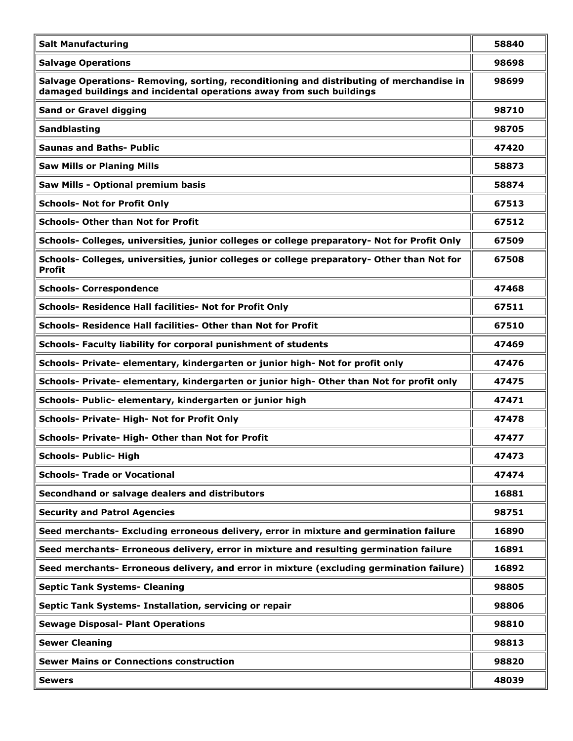| Salt Manufacturing | 58840 |
|---|---|
| Salvage Operations | 98698 |
| Salvage Operations- Removing, sorting, reconditioning and distributing of merchandise in damaged buildings and incidental operations away from such buildings | 98699 |
| Sand or Gravel digging | 98710 |
| Sandblasting | 98705 |
| Saunas and Baths- Public | 47420 |
| Saw Mills or Planing Mills | 58873 |
| Saw Mills - Optional premium basis | 58874 |
| Schools- Not for Profit Only | 67513 |
| Schools- Other than Not for Profit | 67512 |
| Schools- Colleges, universities, junior colleges or college preparatory- Not for Profit Only | 67509 |
| Schools- Colleges, universities, junior colleges or college preparatory- Other than Not for Profit | 67508 |
| Schools- Correspondence | 47468 |
| Schools- Residence Hall facilities- Not for Profit Only | 67511 |
| Schools- Residence Hall facilities- Other than Not for Profit | 67510 |
| Schools- Faculty liability for corporal punishment of students | 47469 |
| Schools- Private- elementary, kindergarten or junior high- Not for profit only | 47476 |
| Schools- Private- elementary, kindergarten or junior high- Other than Not for profit only | 47475 |
| Schools- Public- elementary, kindergarten or junior high | 47471 |
| Schools- Private- High- Not for Profit Only | 47478 |
| Schools- Private- High- Other than Not for Profit | 47477 |
| Schools- Public- High | 47473 |
| Schools- Trade or Vocational | 47474 |
| Secondhand or salvage dealers and distributors | 16881 |
| Security and Patrol Agencies | 98751 |
| Seed merchants- Excluding erroneous delivery, error in mixture and germination failure | 16890 |
| Seed merchants- Erroneous delivery, error in mixture and resulting germination failure | 16891 |
| Seed merchants- Erroneous delivery, and error in mixture (excluding germination failure) | 16892 |
| Septic Tank Systems- Cleaning | 98805 |
| Septic Tank Systems- Installation, servicing or repair | 98806 |
| Sewage Disposal- Plant Operations | 98810 |
| Sewer Cleaning | 98813 |
| Sewer Mains or Connections construction | 98820 |
| Sewers | 48039 |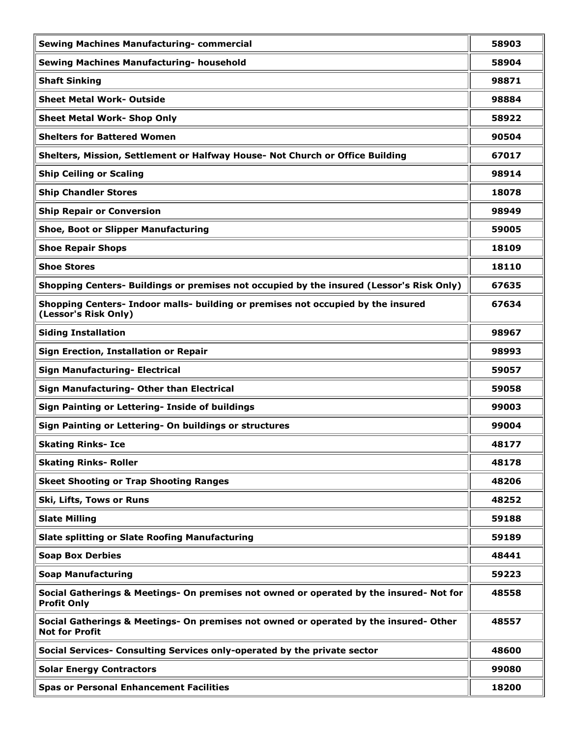| Sewing Machines Manufacturing- commercial | 58903 |
|---|---|
| Sewing Machines Manufacturing- household | 58904 |
| Shaft Sinking | 98871 |
| Sheet Metal Work- Outside | 98884 |
| Sheet Metal Work- Shop Only | 58922 |
| Shelters for Battered Women | 90504 |
| Shelters, Mission, Settlement or Halfway House- Not Church or Office Building | 67017 |
| Ship Ceiling or Scaling | 98914 |
| Ship Chandler Stores | 18078 |
| Ship Repair or Conversion | 98949 |
| Shoe, Boot or Slipper Manufacturing | 59005 |
| Shoe Repair Shops | 18109 |
| Shoe Stores | 18110 |
| Shopping Centers- Buildings or premises not occupied by the insured (Lessor's Risk Only) | 67635 |
| Shopping Centers- Indoor malls- building or premises not occupied by the insured (Lessor's Risk Only) | 67634 |
| Siding Installation | 98967 |
| Sign Erection, Installation or Repair | 98993 |
| Sign Manufacturing- Electrical | 59057 |
| Sign Manufacturing- Other than Electrical | 59058 |
| Sign Painting or Lettering- Inside of buildings | 99003 |
| Sign Painting or Lettering- On buildings or structures | 99004 |
| Skating Rinks- Ice | 48177 |
| Skating Rinks- Roller | 48178 |
| Skeet Shooting or Trap Shooting Ranges | 48206 |
| Ski, Lifts, Tows or Runs | 48252 |
| Slate Milling | 59188 |
| Slate splitting or Slate Roofing Manufacturing | 59189 |
| Soap Box Derbies | 48441 |
| Soap Manufacturing | 59223 |
| Social Gatherings & Meetings- On premises not owned or operated by the insured- Not for Profit Only | 48558 |
| Social Gatherings & Meetings- On premises not owned or operated by the insured- Other Not for Profit | 48557 |
| Social Services- Consulting Services only-operated by the private sector | 48600 |
| Solar Energy Contractors | 99080 |
| Spas or Personal Enhancement Facilities | 18200 |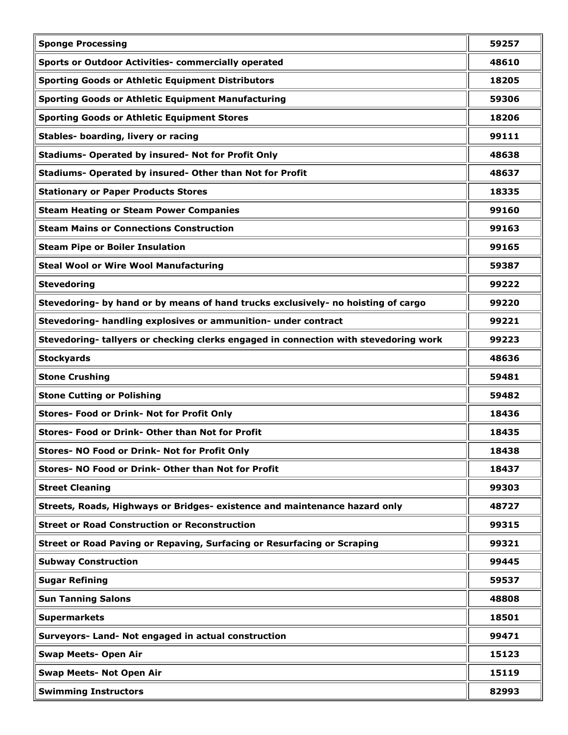| | |
|---|---|
| **Sponge Processing** | **59257** |
| **Sports or Outdoor Activities- commercially operated** | **48610** |
| **Sporting Goods or Athletic Equipment Distributors** | **18205** |
| **Sporting Goods or Athletic Equipment Manufacturing** | **59306** |
| **Sporting Goods or Athletic Equipment Stores** | **18206** |
| **Stables- boarding, livery or racing** | **99111** |
| **Stadiums- Operated by insured- Not for Profit Only** | **48638** |
| **Stadiums- Operated by insured- Other than Not for Profit** | **48637** |
| **Stationary or Paper Products Stores** | **18335** |
| **Steam Heating or Steam Power Companies** | **99160** |
| **Steam Mains or Connections Construction** | **99163** |
| **Steam Pipe or Boiler Insulation** | **99165** |
| **Steal Wool or Wire Wool Manufacturing** | **59387** |
| **Stevedoring** | **99222** |
| **Stevedoring- by hand or by means of hand trucks exclusively- no hoisting of cargo** | **99220** |
| **Stevedoring- handling explosives or ammunition- under contract** | **99221** |
| **Stevedoring- tallyers or checking clerks engaged in connection with stevedoring work** | **99223** |
| **Stockyards** | **48636** |
| **Stone Crushing** | **59481** |
| **Stone Cutting or Polishing** | **59482** |
| **Stores- Food or Drink- Not for Profit Only** | **18436** |
| **Stores- Food or Drink- Other than Not for Profit** | **18435** |
| **Stores- NO Food or Drink- Not for Profit Only** | **18438** |
| **Stores- NO Food or Drink- Other than Not for Profit** | **18437** |
| **Street Cleaning** | **99303** |
| **Streets, Roads, Highways or Bridges- existence and maintenance hazard only** | **48727** |
| **Street or Road Construction or Reconstruction** | **99315** |
| **Street or Road Paving or Repaving, Surfacing or Resurfacing or Scraping** | **99321** |
| **Subway Construction** | **99445** |
| **Sugar Refining** | **59537** |
| **Sun Tanning Salons** | **48808** |
| **Supermarkets** | **18501** |
| **Surveyors- Land- Not engaged in actual construction** | **99471** |
| **Swap Meets- Open Air** | **15123** |
| **Swap Meets- Not Open Air** | **15119** |
| **Swimming Instructors** | **82993** |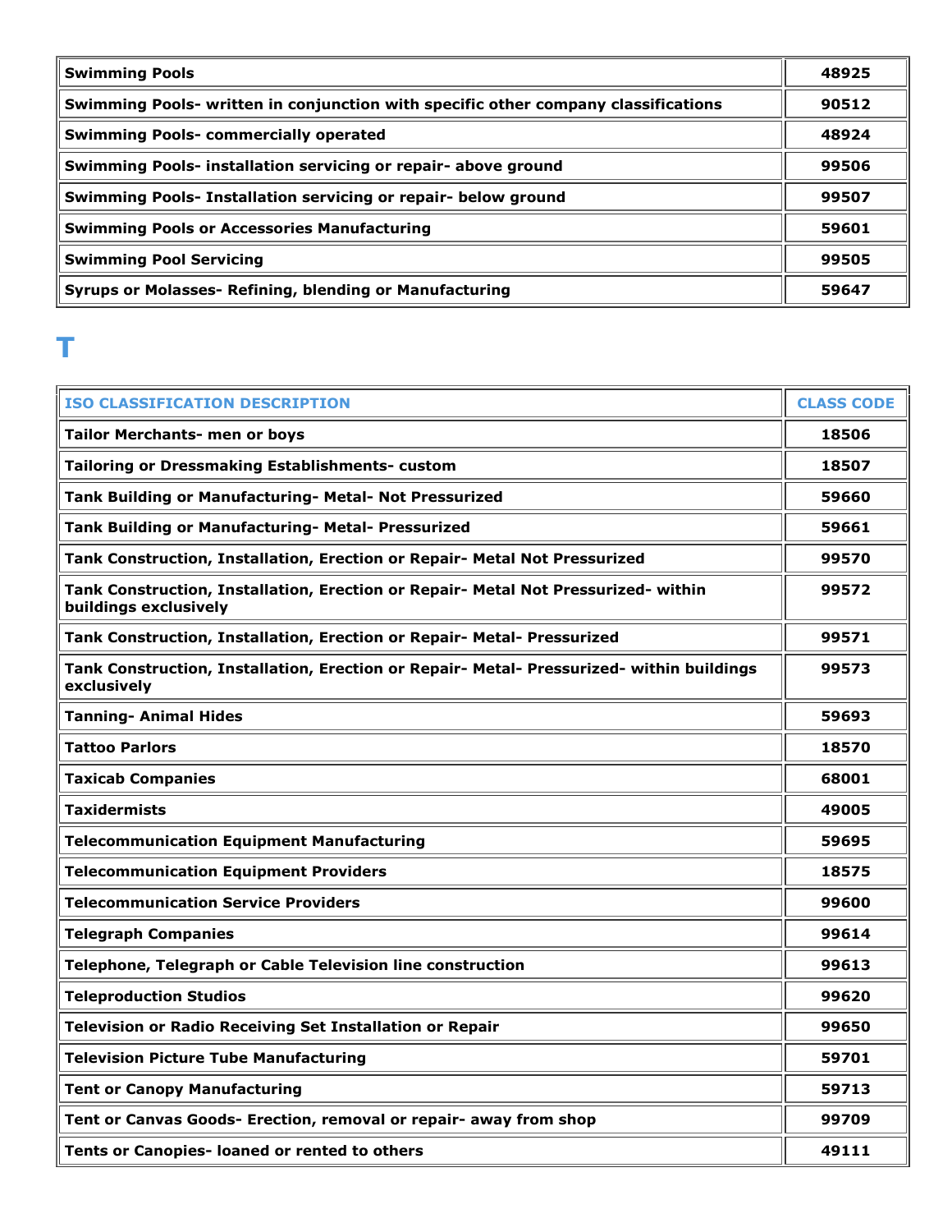| | |
|---|---|
| **Swimming Pools** | **48925** |
| **Swimming Pools- written in conjunction with specific other company classifications** | **90512** |
| **Swimming Pools- commercially operated** | **48924** |
| **Swimming Pools- installation servicing or repair- above ground** | **99506** |
| **Swimming Pools- Installation servicing or repair- below ground** | **99507** |
| **Swimming Pools or Accessories Manufacturing** | **59601** |
| **Swimming Pool Servicing** | **99505** |
| **Syrups or Molasses- Refining, blending or Manufacturing** | **59647** |

# T

| ISO CLASSIFICATION DESCRIPTION | CLASS CODE |
|---|---|
| **Tailor Merchants- men or boys** | **18506** |
| **Tailoring or Dressmaking Establishments- custom** | **18507** |
| **Tank Building or Manufacturing- Metal- Not Pressurized** | **59660** |
| **Tank Building or Manufacturing- Metal- Pressurized** | **59661** |
| **Tank Construction, Installation, Erection or Repair- Metal Not Pressurized** | **99570** |
| **Tank Construction, Installation, Erection or Repair- Metal Not Pressurized- within buildings exclusively** | **99572** |
| **Tank Construction, Installation, Erection or Repair- Metal- Pressurized** | **99571** |
| **Tank Construction, Installation, Erection or Repair- Metal- Pressurized- within buildings exclusively** | **99573** |
| **Tanning- Animal Hides** | **59693** |
| **Tattoo Parlors** | **18570** |
| **Taxicab Companies** | **68001** |
| **Taxidermists** | **49005** |
| **Telecommunication Equipment Manufacturing** | **59695** |
| **Telecommunication Equipment Providers** | **18575** |
| **Telecommunication Service Providers** | **99600** |
| **Telegraph Companies** | **99614** |
| **Telephone, Telegraph or Cable Television line construction** | **99613** |
| **Teleproduction Studios** | **99620** |
| **Television or Radio Receiving Set Installation or Repair** | **99650** |
| **Television Picture Tube Manufacturing** | **59701** |
| **Tent or Canopy Manufacturing** | **59713** |
| **Tent or Canvas Goods- Erection, removal or repair- away from shop** | **99709** |
| **Tents or Canopies- loaned or rented to others** | **49111** |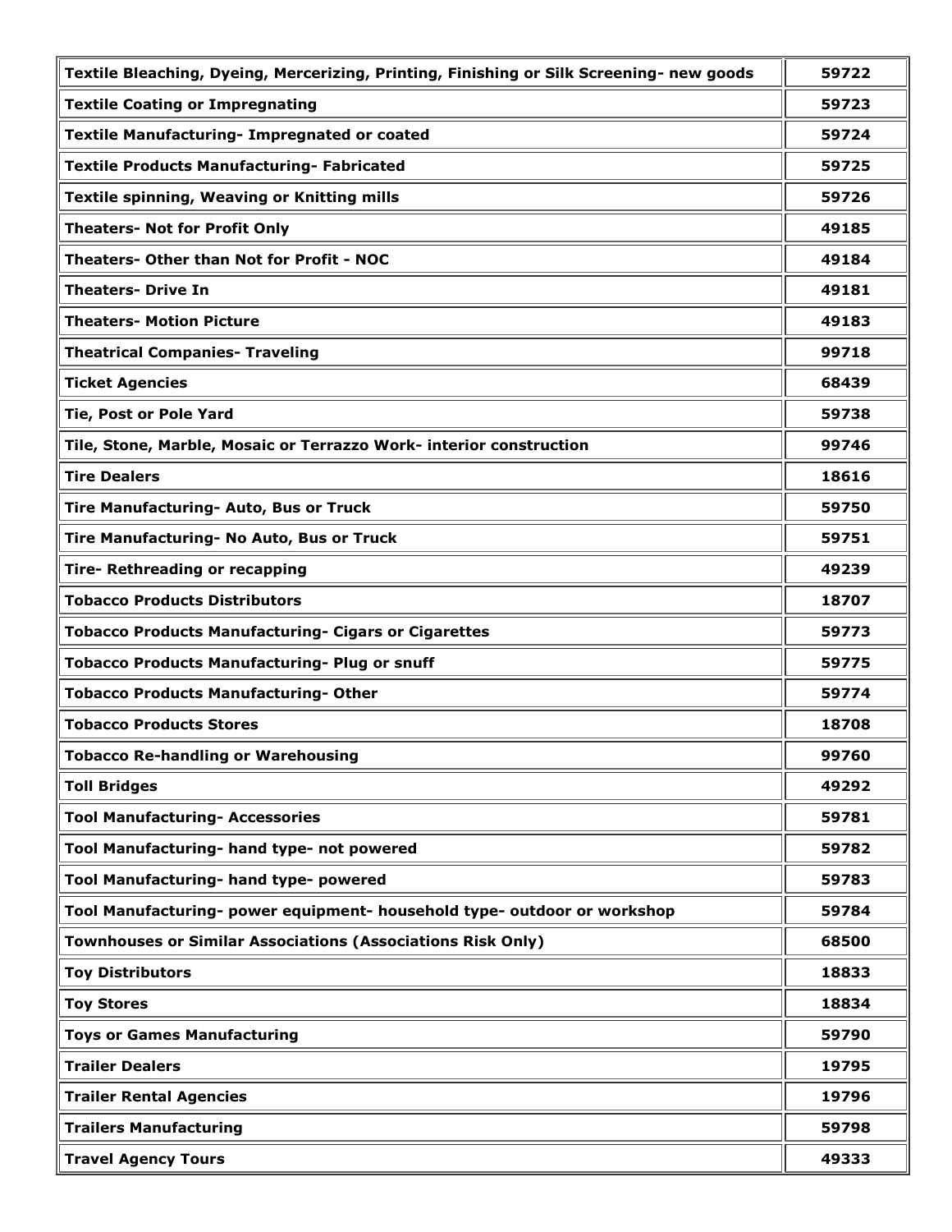| | |
|---|---|
| **Textile Bleaching, Dyeing, Mercerizing, Printing, Finishing or Silk Screening- new goods** | **59722** |
| **Textile Coating or Impregnating** | **59723** |
| **Textile Manufacturing- Impregnated or coated** | **59724** |
| **Textile Products Manufacturing- Fabricated** | **59725** |
| **Textile spinning, Weaving or Knitting mills** | **59726** |
| **Theaters- Not for Profit Only** | **49185** |
| **Theaters- Other than Not for Profit - NOC** | **49184** |
| **Theaters- Drive In** | **49181** |
| **Theaters- Motion Picture** | **49183** |
| **Theatrical Companies- Traveling** | **99718** |
| **Ticket Agencies** | **68439** |
| **Tie, Post or Pole Yard** | **59738** |
| **Tile, Stone, Marble, Mosaic or Terrazzo Work- interior construction** | **99746** |
| **Tire Dealers** | **18616** |
| **Tire Manufacturing- Auto, Bus or Truck** | **59750** |
| **Tire Manufacturing- No Auto, Bus or Truck** | **59751** |
| **Tire- Rethreading or recapping** | **49239** |
| **Tobacco Products Distributors** | **18707** |
| **Tobacco Products Manufacturing- Cigars or Cigarettes** | **59773** |
| **Tobacco Products Manufacturing- Plug or snuff** | **59775** |
| **Tobacco Products Manufacturing- Other** | **59774** |
| **Tobacco Products Stores** | **18708** |
| **Tobacco Re-handling or Warehousing** | **99760** |
| **Toll Bridges** | **49292** |
| **Tool Manufacturing- Accessories** | **59781** |
| **Tool Manufacturing- hand type- not powered** | **59782** |
| **Tool Manufacturing- hand type- powered** | **59783** |
| **Tool Manufacturing- power equipment- household type- outdoor or workshop** | **59784** |
| **Townhouses or Similar Associations (Associations Risk Only)** | **68500** |
| **Toy Distributors** | **18833** |
| **Toy Stores** | **18834** |
| **Toys or Games Manufacturing** | **59790** |
| **Trailer Dealers** | **19795** |
| **Trailer Rental Agencies** | **19796** |
| **Trailers Manufacturing** | **59798** |
| **Travel Agency Tours** | **49333** |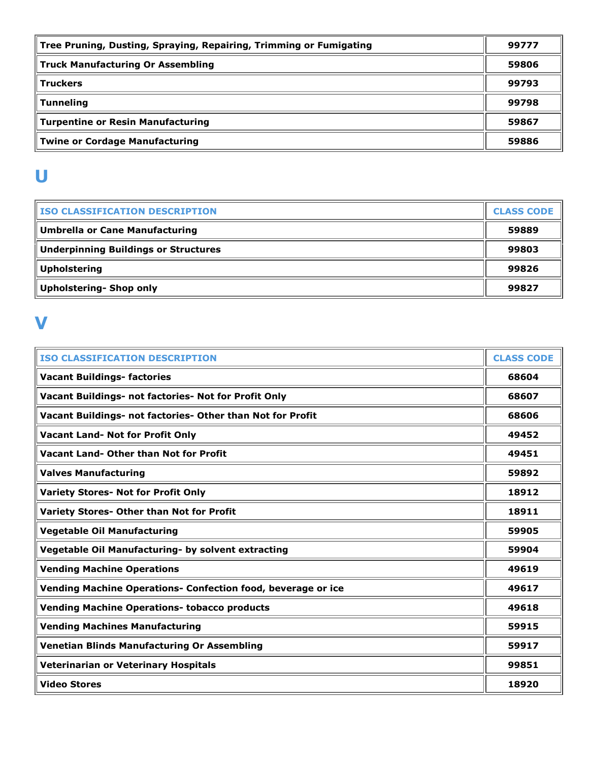| Tree Pruning, Dusting, Spraying, Repairing, Trimming or Fumigating | 99777 |
|---|---|
| Truck Manufacturing Or Assembling | 59806 |
| Truckers | 99793 |
| Tunneling | 99798 |
| Turpentine or Resin Manufacturing | 59867 |
| Twine or Cordage Manufacturing | 59886 |

# U

| ISO CLASSIFICATION DESCRIPTION | CLASS CODE |
|---|---|
| Umbrella or Cane Manufacturing | 59889 |
| Underpinning Buildings or Structures | 99803 |
| Upholstering | 99826 |
| Upholstering- Shop only | 99827 |

# V

| ISO CLASSIFICATION DESCRIPTION | CLASS CODE |
|---|---|
| Vacant Buildings- factories | 68604 |
| Vacant Buildings- not factories- Not for Profit Only | 68607 |
| Vacant Buildings- not factories- Other than Not for Profit | 68606 |
| Vacant Land- Not for Profit Only | 49452 |
| Vacant Land- Other than Not for Profit | 49451 |
| Valves Manufacturing | 59892 |
| Variety Stores- Not for Profit Only | 18912 |
| Variety Stores- Other than Not for Profit | 18911 |
| Vegetable Oil Manufacturing | 59905 |
| Vegetable Oil Manufacturing- by solvent extracting | 59904 |
| Vending Machine Operations | 49619 |
| Vending Machine Operations- Confection food, beverage or ice | 49617 |
| Vending Machine Operations- tobacco products | 49618 |
| Vending Machines Manufacturing | 59915 |
| Venetian Blinds Manufacturing Or Assembling | 59917 |
| Veterinarian or Veterinary Hospitals | 99851 |
| Video Stores | 18920 |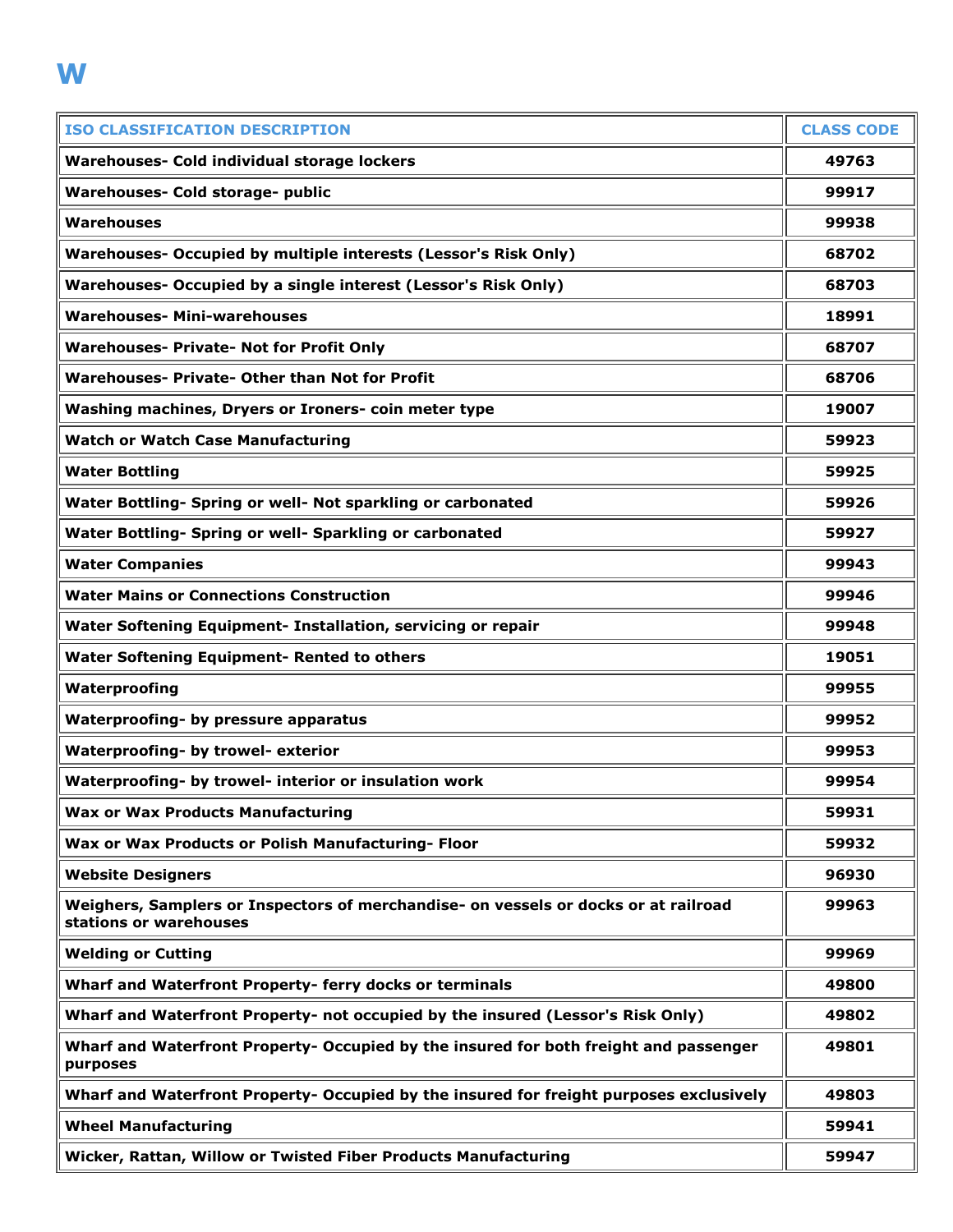# W

| ISO CLASSIFICATION DESCRIPTION | CLASS CODE |
|---|---|
| Warehouses- Cold individual storage lockers | 49763 |
| Warehouses- Cold storage- public | 99917 |
| Warehouses | 99938 |
| Warehouses- Occupied by multiple interests (Lessor's Risk Only) | 68702 |
| Warehouses- Occupied by a single interest (Lessor's Risk Only) | 68703 |
| Warehouses- Mini-warehouses | 18991 |
| Warehouses- Private- Not for Profit Only | 68707 |
| Warehouses- Private- Other than Not for Profit | 68706 |
| Washing machines, Dryers or Ironers- coin meter type | 19007 |
| Watch or Watch Case Manufacturing | 59923 |
| Water Bottling | 59925 |
| Water Bottling- Spring or well- Not sparkling or carbonated | 59926 |
| Water Bottling- Spring or well- Sparkling or carbonated | 59927 |
| Water Companies | 99943 |
| Water Mains or Connections Construction | 99946 |
| Water Softening Equipment- Installation, servicing or repair | 99948 |
| Water Softening Equipment- Rented to others | 19051 |
| Waterproofing | 99955 |
| Waterproofing- by pressure apparatus | 99952 |
| Waterproofing- by trowel- exterior | 99953 |
| Waterproofing- by trowel- interior or insulation work | 99954 |
| Wax or Wax Products Manufacturing | 59931 |
| Wax or Wax Products or Polish Manufacturing- Floor | 59932 |
| Website Designers | 96930 |
| Weighers, Samplers or Inspectors of merchandise- on vessels or docks or at railroad stations or warehouses | 99963 |
| Welding or Cutting | 99969 |
| Wharf and Waterfront Property- ferry docks or terminals | 49800 |
| Wharf and Waterfront Property- not occupied by the insured (Lessor's Risk Only) | 49802 |
| Wharf and Waterfront Property- Occupied by the insured for both freight and passenger purposes | 49801 |
| Wharf and Waterfront Property- Occupied by the insured for freight purposes exclusively | 49803 |
| Wheel Manufacturing | 59941 |
| Wicker, Rattan, Willow or Twisted Fiber Products Manufacturing | 59947 |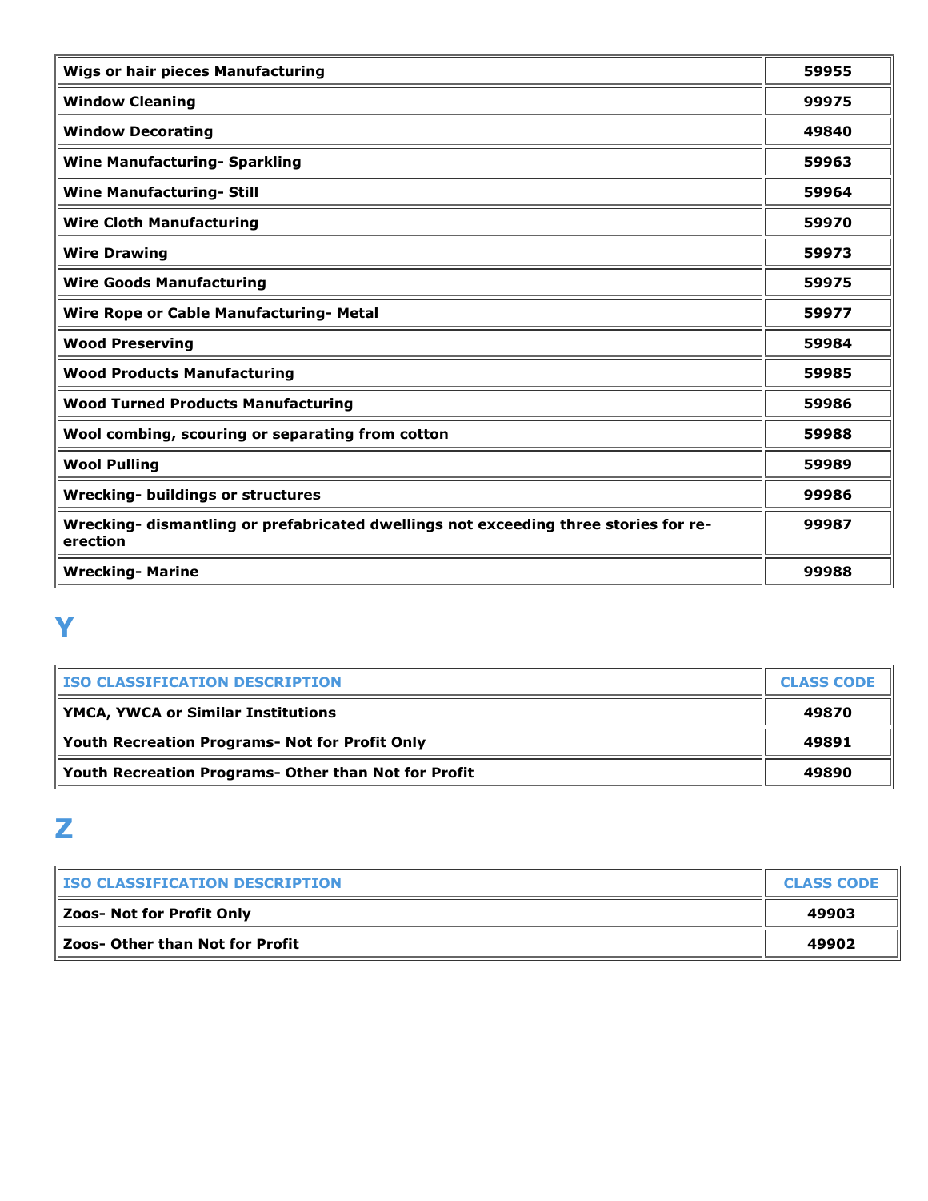| | |
|---|---|
| **Wigs or hair pieces Manufacturing** | **59955** |
| **Window Cleaning** | **99975** |
| **Window Decorating** | **49840** |
| **Wine Manufacturing- Sparkling** | **59963** |
| **Wine Manufacturing- Still** | **59964** |
| **Wire Cloth Manufacturing** | **59970** |
| **Wire Drawing** | **59973** |
| **Wire Goods Manufacturing** | **59975** |
| **Wire Rope or Cable Manufacturing- Metal** | **59977** |
| **Wood Preserving** | **59984** |
| **Wood Products Manufacturing** | **59985** |
| **Wood Turned Products Manufacturing** | **59986** |
| **Wool combing, scouring or separating from cotton** | **59988** |
| **Wool Pulling** | **59989** |
| **Wrecking- buildings or structures** | **99986** |
| **Wrecking- dismantling or prefabricated dwellings not exceeding three stories for re-erection** | **99987** |
| **Wrecking- Marine** | **99988** |

# Y

| ISO CLASSIFICATION DESCRIPTION | CLASS CODE |
|---|---|
| **YMCA, YWCA or Similar Institutions** | **49870** |
| **Youth Recreation Programs- Not for Profit Only** | **49891** |
| **Youth Recreation Programs- Other than Not for Profit** | **49890** |

# Z

| ISO CLASSIFICATION DESCRIPTION | CLASS CODE |
|---|---|
| **Zoos- Not for Profit Only** | **49903** |
| **Zoos- Other than Not for Profit** | **49902** |